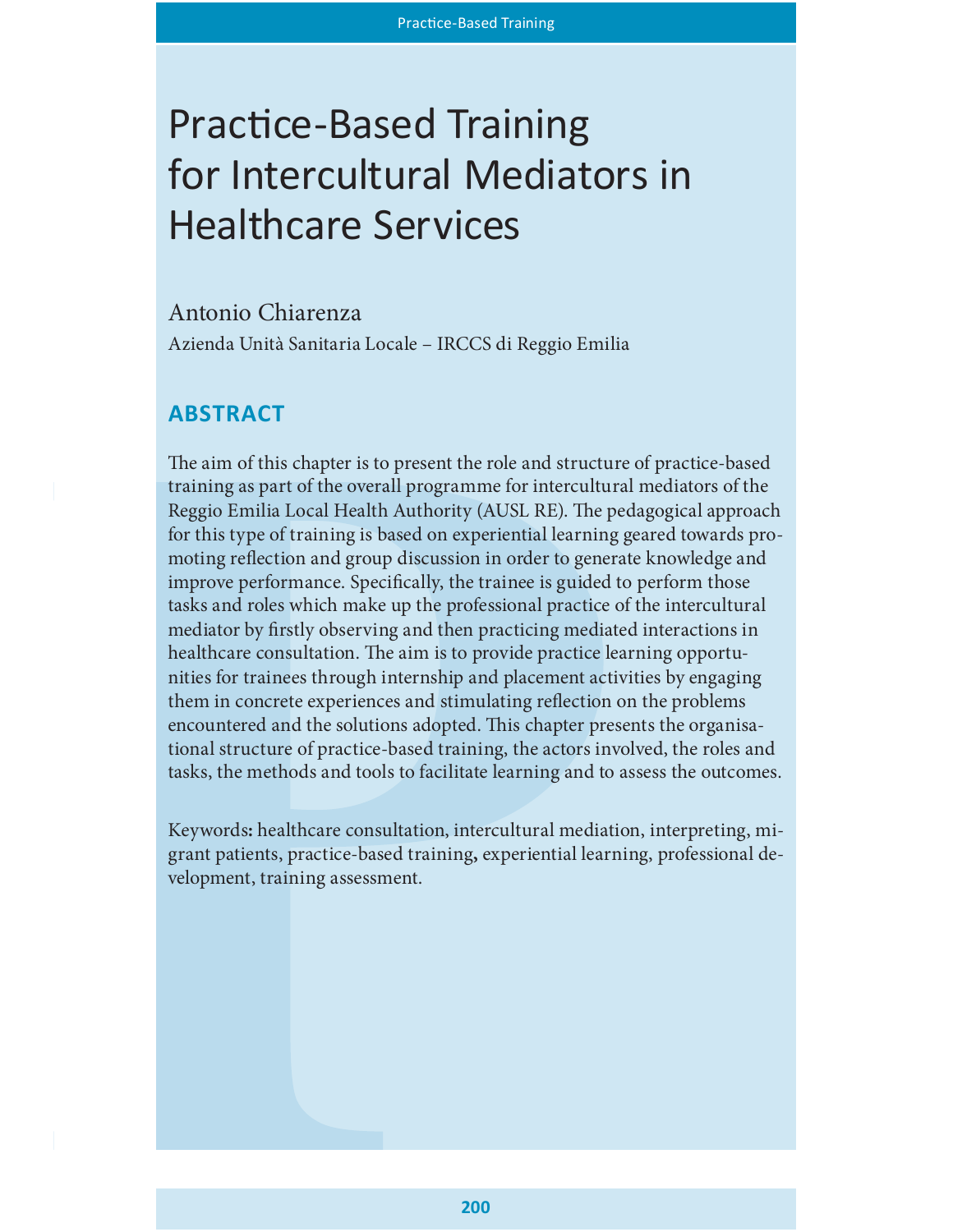# Practice-Based Training for Intercultural Mediators in Healthcare Services

Antonio Chiarenza

Azienda Unità Sanitaria Locale – IRCCS di Reggio Emilia

## ABSTRACT

The aim of this chapter is to present the role and structure of practice-based training as part of the overall programme for intercultural mediators of the Reggio Emilia Local Health Authority (AUSL RE). The pedagogical approach for this type of training is based on experiential learning geared towards promoting reflection and group discussion in order to generate knowledge and improve performance. Specifically, the trainee is guided to perform those tasks and roles which make up the professional practice of the intercultural mediator by firstly observing and then practicing mediated interactions in healthcare consultation. The aim is to provide practice learning opportunities for trainees through internship and placement activities by engaging them in concrete experiences and stimulating reflection on the problems encountered and the solutions adopted. This chapter presents the organisational structure of practice-based training, the actors involved, the roles and tasks, the methods and tools to facilitate learning and to assess the outcomes.

Keywords: healthcare consultation, intercultural mediation, interpreting, migrant patients, practice-based training, experiential learning, professional development, training assessment.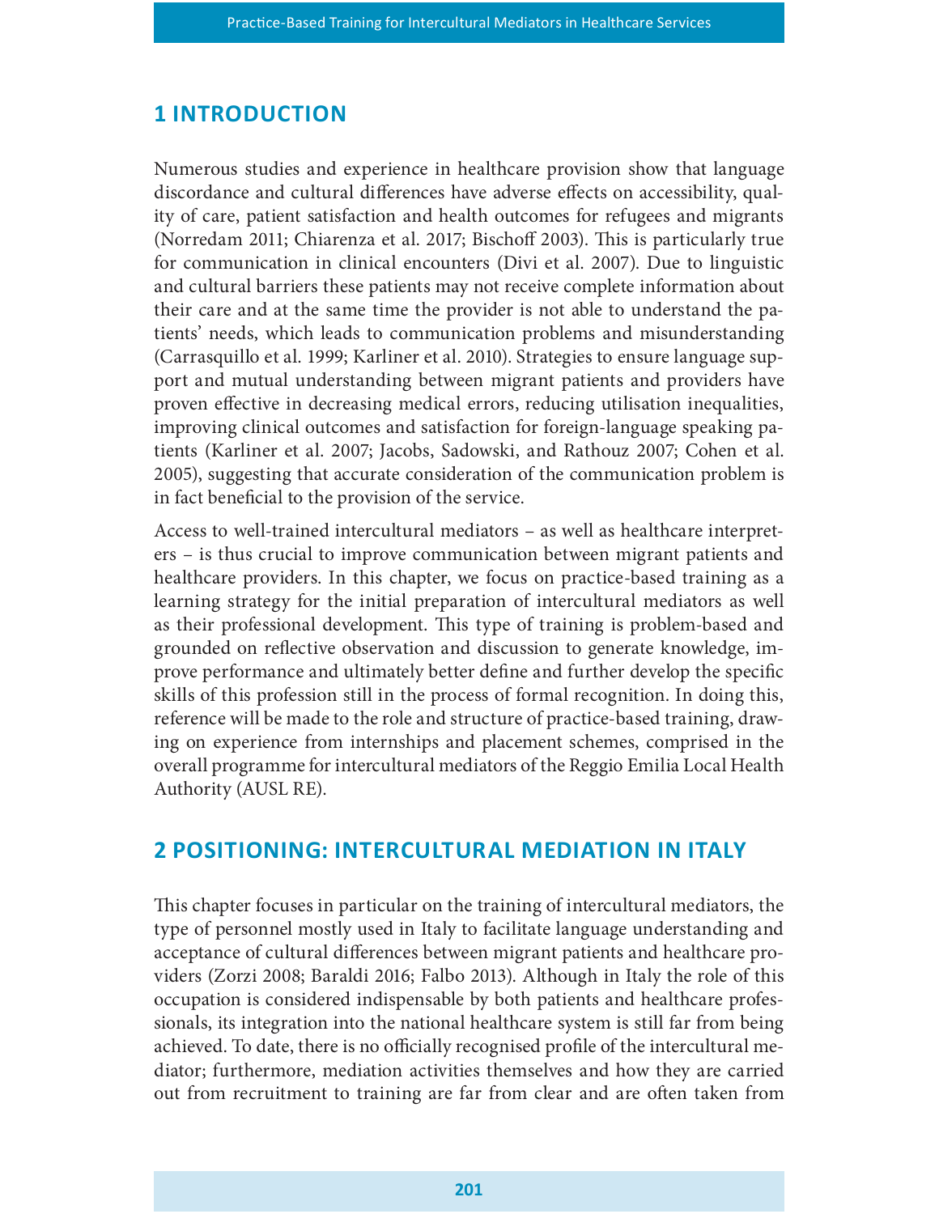## 1 INTRODUCTION

Numerous studies and experience in healthcare provision show that language discordance and cultural differences have adverse effects on accessibility, quality of care, patient satisfaction and health outcomes for refugees and migrants (Norredam 2011; Chiarenza et al. 2017; Bischoff 2003). This is particularly true for communication in clinical encounters (Divi et al. 2007). Due to linguistic and cultural barriers these patients may not receive complete information about their care and at the same time the provider is not able to understand the patients' needs, which leads to communication problems and misunderstanding (Carrasquillo et al. 1999; Karliner et al. 2010). Strategies to ensure language support and mutual understanding between migrant patients and providers have proven effective in decreasing medical errors, reducing utilisation inequalities, improving clinical outcomes and satisfaction for foreign-language speaking patients (Karliner et al. 2007; Jacobs, Sadowski, and Rathouz 2007; Cohen et al. 2005), suggesting that accurate consideration of the communication problem is in fact beneficial to the provision of the service.

Access to well-trained intercultural mediators – as well as healthcare interpreters – is thus crucial to improve communication between migrant patients and healthcare providers. In this chapter, we focus on practice-based training as a learning strategy for the initial preparation of intercultural mediators as well as their professional development. This type of training is problem-based and grounded on reflective observation and discussion to generate knowledge, improve performance and ultimately better define and further develop the specific skills of this profession still in the process of formal recognition. In doing this, reference will be made to the role and structure of practice-based training, drawing on experience from internships and placement schemes, comprised in the overall programme for intercultural mediators of the Reggio Emilia Local Health Authority (AUSL RE).

## 2 POSITIONING: INTERCULTURAL MEDIATION IN ITALY

This chapter focuses in particular on the training of intercultural mediators, the type of personnel mostly used in Italy to facilitate language understanding and acceptance of cultural differences between migrant patients and healthcare providers (Zorzi 2008; Baraldi 2016; Falbo 2013). Although in Italy the role of this occupation is considered indispensable by both patients and healthcare professionals, its integration into the national healthcare system is still far from being achieved. To date, there is no officially recognised profile of the intercultural mediator; furthermore, mediation activities themselves and how they are carried out from recruitment to training are far from clear and are often taken from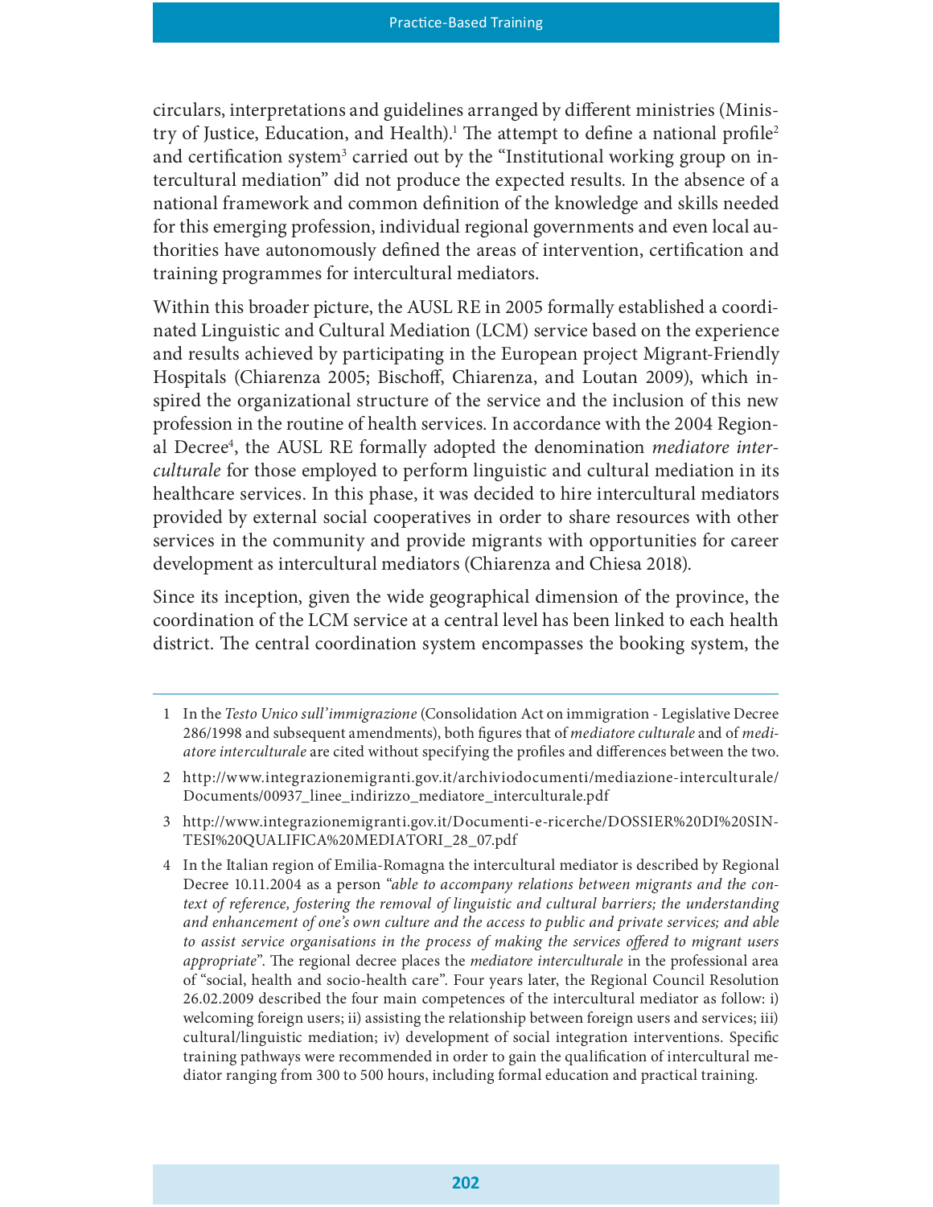circulars, interpretations and guidelines arranged by different ministries (Ministry of Justice, Education, and Health).[1] The attempt to define a national profile[2] and certification system[3] carried out by the "Institutional working group on intercultural mediation" did not produce the expected results. In the absence of a national framework and common definition of the knowledge and skills needed for this emerging profession, individual regional governments and even local authorities have autonomously defined the areas of intervention, certification and training programmes for intercultural mediators.

Within this broader picture, the AUSL RE in 2005 formally established a coordinated Linguistic and Cultural Mediation (LCM) service based on the experience and results achieved by participating in the European project Migrant-Friendly Hospitals (Chiarenza 2005; Bischoff, Chiarenza, and Loutan 2009), which inspired the organizational structure of the service and the inclusion of this new profession in the routine of health services. In accordance with the 2004 Regional Decree[4], the AUSL RE formally adopted the denomination *mediatore interculturale* for those employed to perform linguistic and cultural mediation in its healthcare services. In this phase, it was decided to hire intercultural mediators provided by external social cooperatives in order to share resources with other services in the community and provide migrants with opportunities for career development as intercultural mediators (Chiarenza and Chiesa 2018).

Since its inception, given the wide geographical dimension of the province, the coordination of the LCM service at a central level has been linked to each health district. The central coordination system encompasses the booking system, the

---

1 In the *Testo Unico sull'immigrazione* (Consolidation Act on immigration - Legislative Decree 286/1998 and subsequent amendments), both figures that of *mediatore culturale* and of *mediatore interculturale* are cited without specifying the profiles and differences between the two.

2 http://www.integrazionemigranti.gov.it/archiviodocumenti/mediazione-interculturale/Documents/00937_linee_indirizzo_mediatore_interculturale.pdf

3 http://www.integrazionemigranti.gov.it/Documenti-e-ricerche/DOSSIER%20DI%20SINTESI%20QUALIFICA%20MEDIATORI_28_07.pdf

4 In the Italian region of Emilia-Romagna the intercultural mediator is described by Regional Decree 10.11.2004 as a person *"able to accompany relations between migrants and the context of reference, fostering the removal of linguistic and cultural barriers; the understanding and enhancement of one's own culture and the access to public and private services; and able to assist service organisations in the process of making the services offered to migrant users appropriate"*. The regional decree places the *mediatore interculturale* in the professional area of "social, health and socio-health care". Four years later, the Regional Council Resolution 26.02.2009 described the four main competences of the intercultural mediator as follow: i) welcoming foreign users; ii) assisting the relationship between foreign users and services; iii) cultural/linguistic mediation; iv) development of social integration interventions. Specific training pathways were recommended in order to gain the qualification of intercultural mediator ranging from 300 to 500 hours, including formal education and practical training.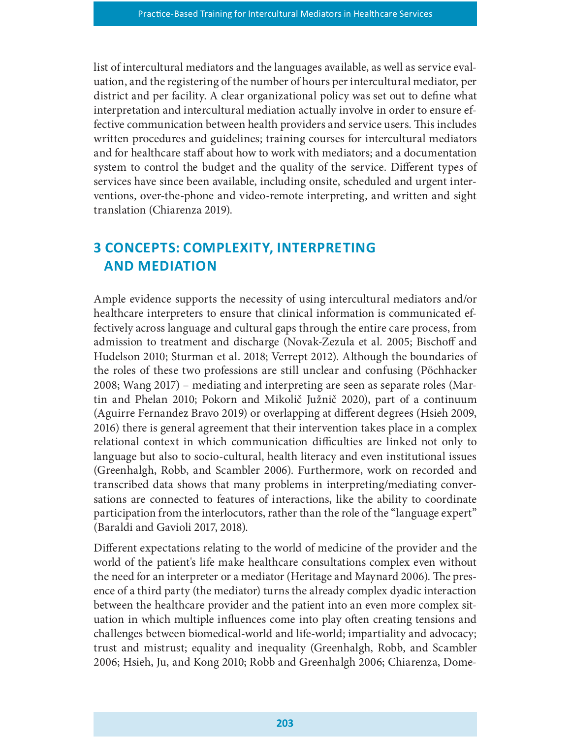list of intercultural mediators and the languages available, as well as service evaluation, and the registering of the number of hours per intercultural mediator, per district and per facility. A clear organizational policy was set out to define what interpretation and intercultural mediation actually involve in order to ensure effective communication between health providers and service users. This includes written procedures and guidelines; training courses for intercultural mediators and for healthcare staff about how to work with mediators; and a documentation system to control the budget and the quality of the service. Different types of services have since been available, including onsite, scheduled and urgent interventions, over-the-phone and video-remote interpreting, and written and sight translation (Chiarenza 2019).

## 3 CONCEPTS: COMPLEXITY, INTERPRETING AND MEDIATION

Ample evidence supports the necessity of using intercultural mediators and/or healthcare interpreters to ensure that clinical information is communicated effectively across language and cultural gaps through the entire care process, from admission to treatment and discharge (Novak-Zezula et al. 2005; Bischoff and Hudelson 2010; Sturman et al. 2018; Verrept 2012). Although the boundaries of the roles of these two professions are still unclear and confusing (Pöchhacker 2008; Wang 2017) – mediating and interpreting are seen as separate roles (Martin and Phelan 2010; Pokorn and Mikolič Južnič 2020), part of a continuum (Aguirre Fernandez Bravo 2019) or overlapping at different degrees (Hsieh 2009, 2016) there is general agreement that their intervention takes place in a complex relational context in which communication difficulties are linked not only to language but also to socio-cultural, health literacy and even institutional issues (Greenhalgh, Robb, and Scambler 2006). Furthermore, work on recorded and transcribed data shows that many problems in interpreting/mediating conversations are connected to features of interactions, like the ability to coordinate participation from the interlocutors, rather than the role of the "language expert" (Baraldi and Gavioli 2017, 2018).

Different expectations relating to the world of medicine of the provider and the world of the patient's life make healthcare consultations complex even without the need for an interpreter or a mediator (Heritage and Maynard 2006). The presence of a third party (the mediator) turns the already complex dyadic interaction between the healthcare provider and the patient into an even more complex situation in which multiple influences come into play often creating tensions and challenges between biomedical-world and life-world; impartiality and advocacy; trust and mistrust; equality and inequality (Greenhalgh, Robb, and Scambler 2006; Hsieh, Ju, and Kong 2010; Robb and Greenhalgh 2006; Chiarenza, Dome-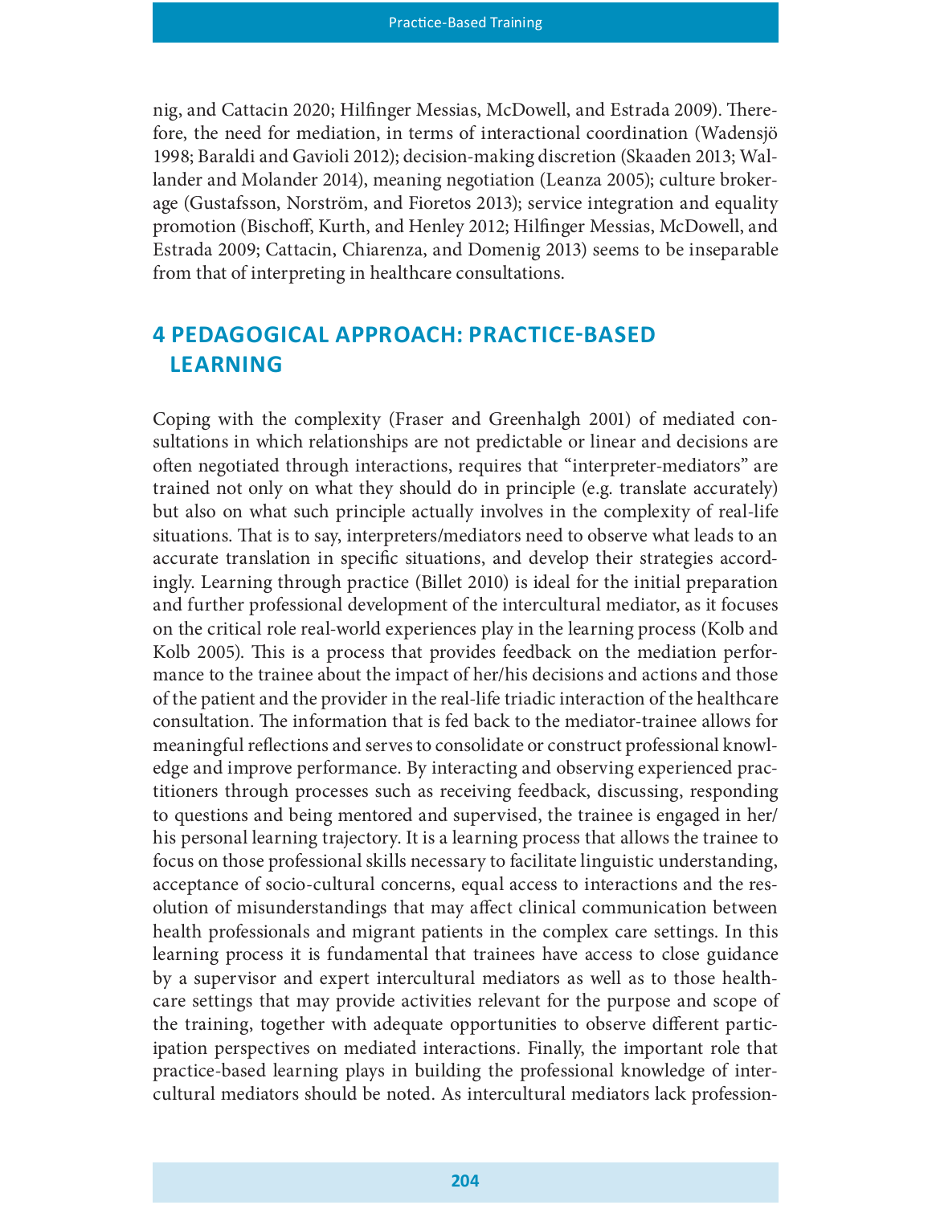nig, and Cattacin 2020; Hilfinger Messias, McDowell, and Estrada 2009). Therefore, the need for mediation, in terms of interactional coordination (Wadensjö 1998; Baraldi and Gavioli 2012); decision-making discretion (Skaaden 2013; Wallander and Molander 2014), meaning negotiation (Leanza 2005); culture brokerage (Gustafsson, Norström, and Fioretos 2013); service integration and equality promotion (Bischoff, Kurth, and Henley 2012; Hilfinger Messias, McDowell, and Estrada 2009; Cattacin, Chiarenza, and Domenig 2013) seems to be inseparable from that of interpreting in healthcare consultations.

## 4 PEDAGOGICAL APPROACH: PRACTICE-BASED LEARNING

Coping with the complexity (Fraser and Greenhalgh 2001) of mediated consultations in which relationships are not predictable or linear and decisions are often negotiated through interactions, requires that "interpreter-mediators" are trained not only on what they should do in principle (e.g. translate accurately) but also on what such principle actually involves in the complexity of real-life situations. That is to say, interpreters/mediators need to observe what leads to an accurate translation in specific situations, and develop their strategies accordingly. Learning through practice (Billet 2010) is ideal for the initial preparation and further professional development of the intercultural mediator, as it focuses on the critical role real-world experiences play in the learning process (Kolb and Kolb 2005). This is a process that provides feedback on the mediation performance to the trainee about the impact of her/his decisions and actions and those of the patient and the provider in the real-life triadic interaction of the healthcare consultation. The information that is fed back to the mediator-trainee allows for meaningful reflections and serves to consolidate or construct professional knowledge and improve performance. By interacting and observing experienced practitioners through processes such as receiving feedback, discussing, responding to questions and being mentored and supervised, the trainee is engaged in her/his personal learning trajectory. It is a learning process that allows the trainee to focus on those professional skills necessary to facilitate linguistic understanding, acceptance of socio-cultural concerns, equal access to interactions and the resolution of misunderstandings that may affect clinical communication between health professionals and migrant patients in the complex care settings. In this learning process it is fundamental that trainees have access to close guidance by a supervisor and expert intercultural mediators as well as to those healthcare settings that may provide activities relevant for the purpose and scope of the training, together with adequate opportunities to observe different participation perspectives on mediated interactions. Finally, the important role that practice-based learning plays in building the professional knowledge of intercultural mediators should be noted. As intercultural mediators lack profession-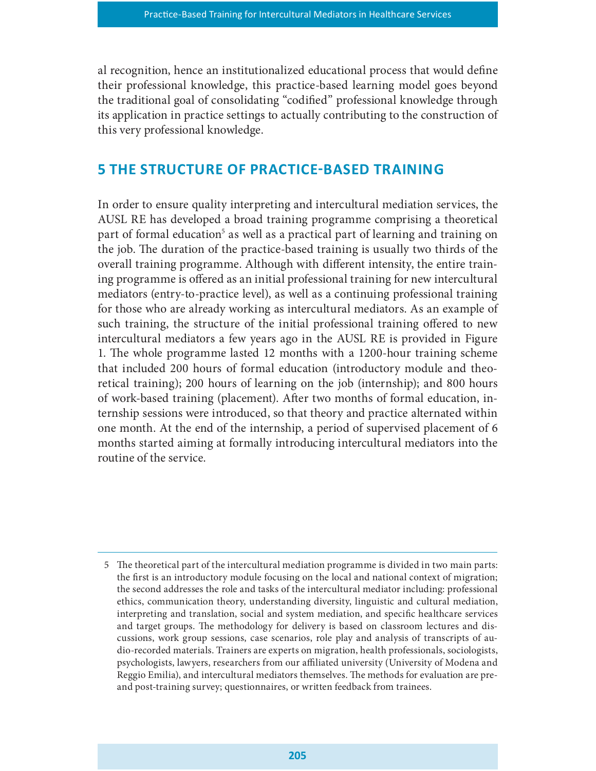al recognition, hence an institutionalized educational process that would define their professional knowledge, this practice-based learning model goes beyond the traditional goal of consolidating "codified" professional knowledge through its application in practice settings to actually contributing to the construction of this very professional knowledge.

## 5 THE STRUCTURE OF PRACTICE-BASED TRAINING

In order to ensure quality interpreting and intercultural mediation services, the AUSL RE has developed a broad training programme comprising a theoretical part of formal education[5] as well as a practical part of learning and training on the job. The duration of the practice-based training is usually two thirds of the overall training programme. Although with different intensity, the entire training programme is offered as an initial professional training for new intercultural mediators (entry-to-practice level), as well as a continuing professional training for those who are already working as intercultural mediators. As an example of such training, the structure of the initial professional training offered to new intercultural mediators a few years ago in the AUSL RE is provided in Figure 1. The whole programme lasted 12 months with a 1200-hour training scheme that included 200 hours of formal education (introductory module and theoretical training); 200 hours of learning on the job (internship); and 800 hours of work-based training (placement). After two months of formal education, internship sessions were introduced, so that theory and practice alternated within one month. At the end of the internship, a period of supervised placement of 6 months started aiming at formally introducing intercultural mediators into the routine of the service.

---

5 The theoretical part of the intercultural mediation programme is divided in two main parts: the first is an introductory module focusing on the local and national context of migration; the second addresses the role and tasks of the intercultural mediator including: professional ethics, communication theory, understanding diversity, linguistic and cultural mediation, interpreting and translation, social and system mediation, and specific healthcare services and target groups. The methodology for delivery is based on classroom lectures and discussions, work group sessions, case scenarios, role play and analysis of transcripts of audio-recorded materials. Trainers are experts on migration, health professionals, sociologists, psychologists, lawyers, researchers from our affiliated university (University of Modena and Reggio Emilia), and intercultural mediators themselves. The methods for evaluation are pre- and post-training survey; questionnaires, or written feedback from trainees.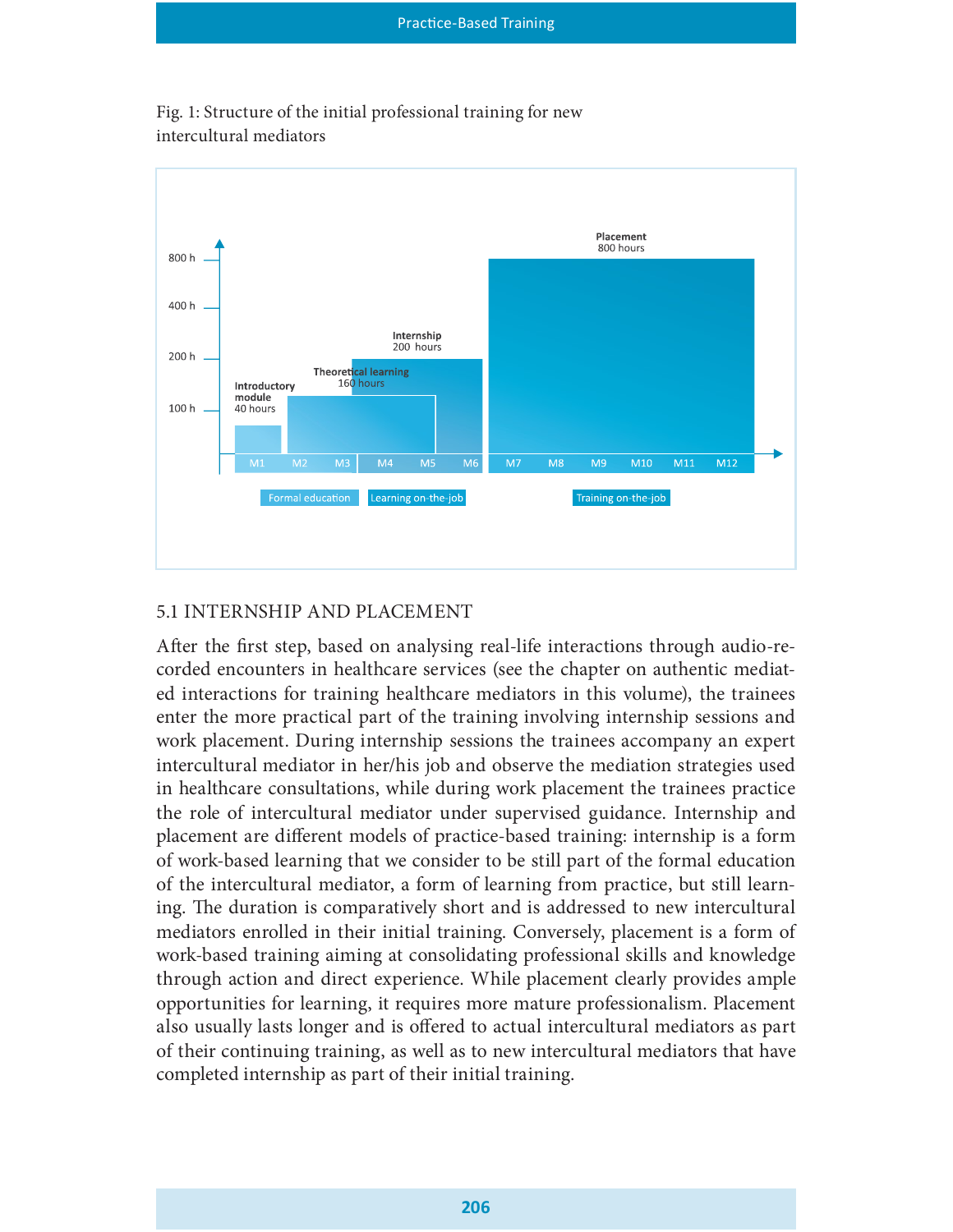Fig. 1: Structure of the initial professional training for new intercultural mediators

## 5.1 INTERNSHIP AND PLACEMENT

After the first step, based on analysing real-life interactions through audio-recorded encounters in healthcare services (see the chapter on authentic mediated interactions for training healthcare mediators in this volume), the trainees enter the more practical part of the training involving internship sessions and work placement. During internship sessions the trainees accompany an expert intercultural mediator in her/his job and observe the mediation strategies used in healthcare consultations, while during work placement the trainees practice the role of intercultural mediator under supervised guidance. Internship and placement are different models of practice-based training: internship is a form of work-based learning that we consider to be still part of the formal education of the intercultural mediator, a form of learning from practice, but still learning. The duration is comparatively short and is addressed to new intercultural mediators enrolled in their initial training. Conversely, placement is a form of work-based training aiming at consolidating professional skills and knowledge through action and direct experience. While placement clearly provides ample opportunities for learning, it requires more mature professionalism. Placement also usually lasts longer and is offered to actual intercultural mediators as part of their continuing training, as well as to new intercultural mediators that have completed internship as part of their initial training.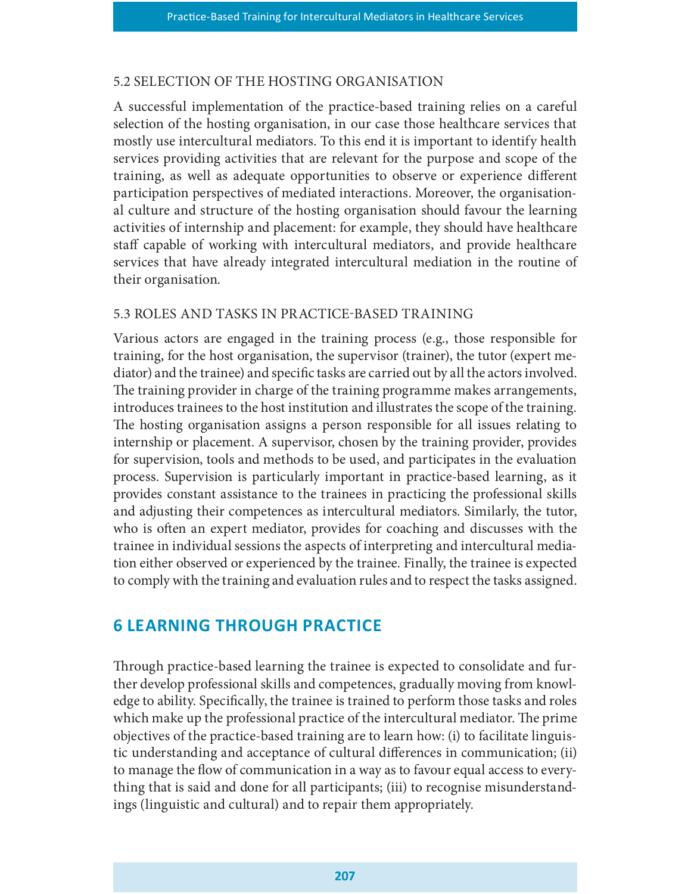### 5.2 SELECTION OF THE HOSTING ORGANISATION

A successful implementation of the practice-based training relies on a careful selection of the hosting organisation, in our case those healthcare services that mostly use intercultural mediators. To this end it is important to identify health services providing activities that are relevant for the purpose and scope of the training, as well as adequate opportunities to observe or experience different participation perspectives of mediated interactions. Moreover, the organisational culture and structure of the hosting organisation should favour the learning activities of internship and placement: for example, they should have healthcare staff capable of working with intercultural mediators, and provide healthcare services that have already integrated intercultural mediation in the routine of their organisation.

### 5.3 ROLES AND TASKS IN PRACTICE-BASED TRAINING

Various actors are engaged in the training process (e.g., those responsible for training, for the host organisation, the supervisor (trainer), the tutor (expert mediator) and the trainee) and specific tasks are carried out by all the actors involved. The training provider in charge of the training programme makes arrangements, introduces trainees to the host institution and illustrates the scope of the training. The hosting organisation assigns a person responsible for all issues relating to internship or placement. A supervisor, chosen by the training provider, provides for supervision, tools and methods to be used, and participates in the evaluation process. Supervision is particularly important in practice-based learning, as it provides constant assistance to the trainees in practicing the professional skills and adjusting their competences as intercultural mediators. Similarly, the tutor, who is often an expert mediator, provides for coaching and discusses with the trainee in individual sessions the aspects of interpreting and intercultural mediation either observed or experienced by the trainee. Finally, the trainee is expected to comply with the training and evaluation rules and to respect the tasks assigned.

## 6 LEARNING THROUGH PRACTICE

Through practice-based learning the trainee is expected to consolidate and further develop professional skills and competences, gradually moving from knowledge to ability. Specifically, the trainee is trained to perform those tasks and roles which make up the professional practice of the intercultural mediator. The prime objectives of the practice-based training are to learn how: (i) to facilitate linguistic understanding and acceptance of cultural differences in communication; (ii) to manage the flow of communication in a way as to favour equal access to everything that is said and done for all participants; (iii) to recognise misunderstandings (linguistic and cultural) and to repair them appropriately.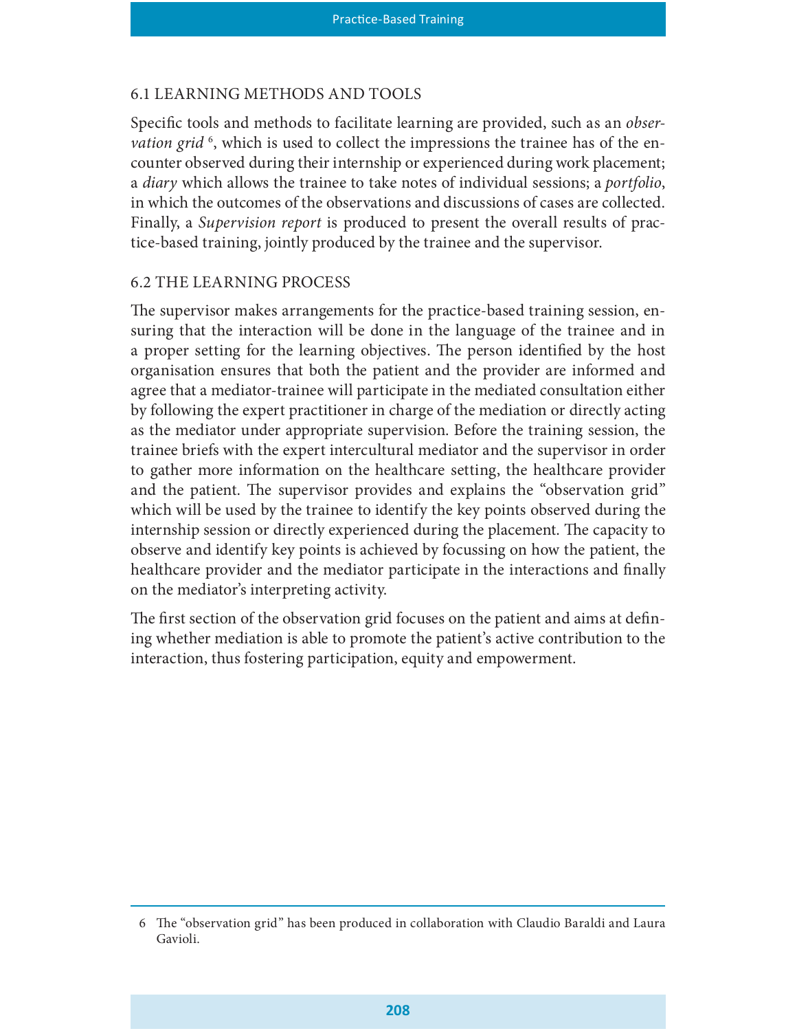## 6.1 LEARNING METHODS AND TOOLS

Specific tools and methods to facilitate learning are provided, such as an *observation grid* [6], which is used to collect the impressions the trainee has of the encounter observed during their internship or experienced during work placement; a *diary* which allows the trainee to take notes of individual sessions; a *portfolio*, in which the outcomes of the observations and discussions of cases are collected. Finally, a *Supervision report* is produced to present the overall results of practice-based training, jointly produced by the trainee and the supervisor.

## 6.2 THE LEARNING PROCESS

The supervisor makes arrangements for the practice-based training session, ensuring that the interaction will be done in the language of the trainee and in a proper setting for the learning objectives. The person identified by the host organisation ensures that both the patient and the provider are informed and agree that a mediator-trainee will participate in the mediated consultation either by following the expert practitioner in charge of the mediation or directly acting as the mediator under appropriate supervision. Before the training session, the trainee briefs with the expert intercultural mediator and the supervisor in order to gather more information on the healthcare setting, the healthcare provider and the patient. The supervisor provides and explains the "observation grid" which will be used by the trainee to identify the key points observed during the internship session or directly experienced during the placement. The capacity to observe and identify key points is achieved by focussing on how the patient, the healthcare provider and the mediator participate in the interactions and finally on the mediator's interpreting activity.

The first section of the observation grid focuses on the patient and aims at defining whether mediation is able to promote the patient's active contribution to the interaction, thus fostering participation, equity and empowerment.

---

6 The "observation grid" has been produced in collaboration with Claudio Baraldi and Laura Gavioli.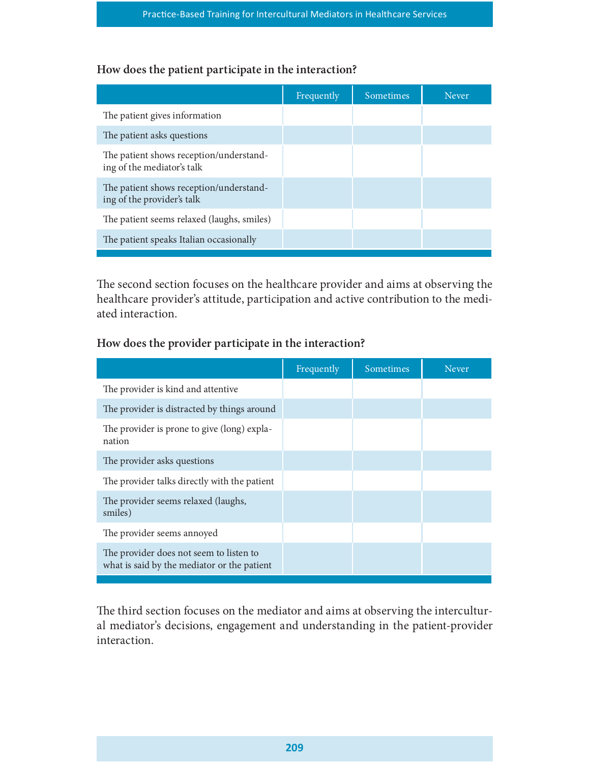### How does the patient participate in the interaction?

| | Frequently | Sometimes | Never |
|---|---|---|---|
| The patient gives information | | | |
| The patient asks questions | | | |
| The patient shows reception/understanding of the mediator's talk | | | |
| The patient shows reception/understanding of the provider's talk | | | |
| The patient seems relaxed (laughs, smiles) | | | |
| The patient speaks Italian occasionally | | | |

The second section focuses on the healthcare provider and aims at observing the healthcare provider's attitude, participation and active contribution to the mediated interaction.

### How does the provider participate in the interaction?

| | Frequently | Sometimes | Never |
|---|---|---|---|
| The provider is kind and attentive | | | |
| The provider is distracted by things around | | | |
| The provider is prone to give (long) explanation | | | |
| The provider asks questions | | | |
| The provider talks directly with the patient | | | |
| The provider seems relaxed (laughs, smiles) | | | |
| The provider seems annoyed | | | |
| The provider does not seem to listen to what is said by the mediator or the patient | | | |

The third section focuses on the mediator and aims at observing the intercultural mediator's decisions, engagement and understanding in the patient-provider interaction.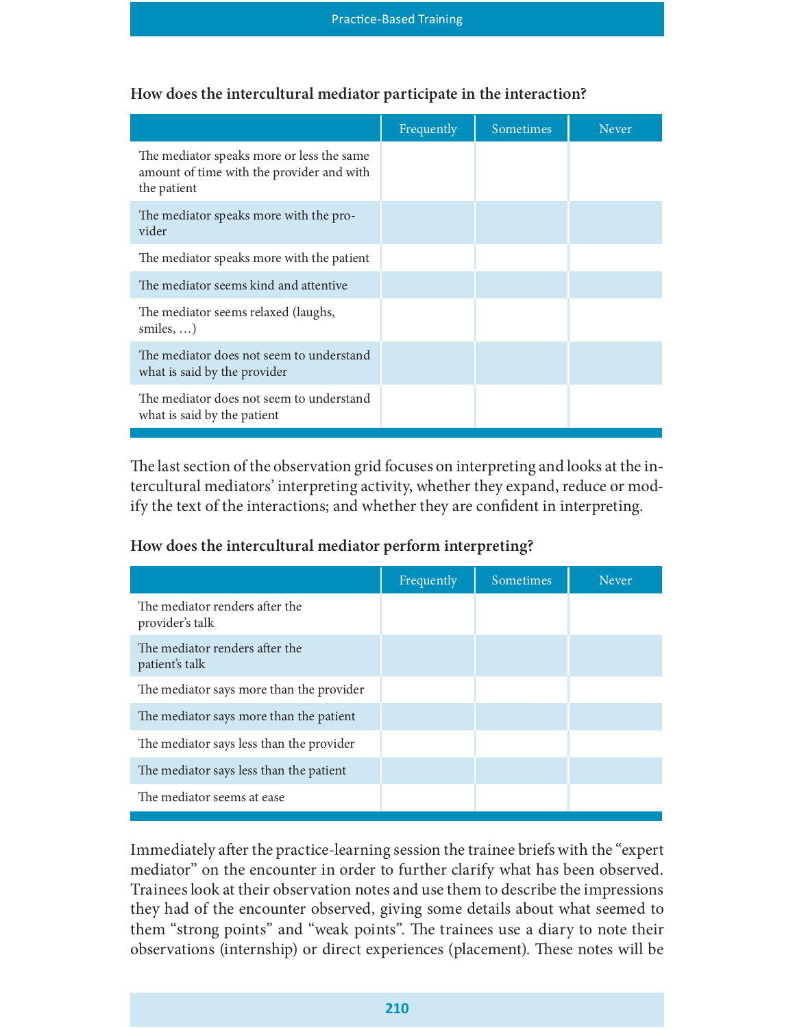**How does the intercultural mediator participate in the interaction?**

| | Frequently | Sometimes | Never |
|---|---|---|---|
| The mediator speaks more or less the same amount of time with the provider and with the patient | | | |
| The mediator speaks more with the provider | | | |
| The mediator speaks more with the patient | | | |
| The mediator seems kind and attentive | | | |
| The mediator seems relaxed (laughs, smiles, …) | | | |
| The mediator does not seem to understand what is said by the provider | | | |
| The mediator does not seem to understand what is said by the patient | | | |

The last section of the observation grid focuses on interpreting and looks at the intercultural mediators' interpreting activity, whether they expand, reduce or modify the text of the interactions; and whether they are confident in interpreting.

**How does the intercultural mediator perform interpreting?**

| | Frequently | Sometimes | Never |
|---|---|---|---|
| The mediator renders after the provider's talk | | | |
| The mediator renders after the patient's talk | | | |
| The mediator says more than the provider | | | |
| The mediator says more than the patient | | | |
| The mediator says less than the provider | | | |
| The mediator says less than the patient | | | |
| The mediator seems at ease | | | |

Immediately after the practice-learning session the trainee briefs with the "expert mediator" on the encounter in order to further clarify what has been observed. Trainees look at their observation notes and use them to describe the impressions they had of the encounter observed, giving some details about what seemed to them "strong points" and "weak points". The trainees use a diary to note their observations (internship) or direct experiences (placement). These notes will be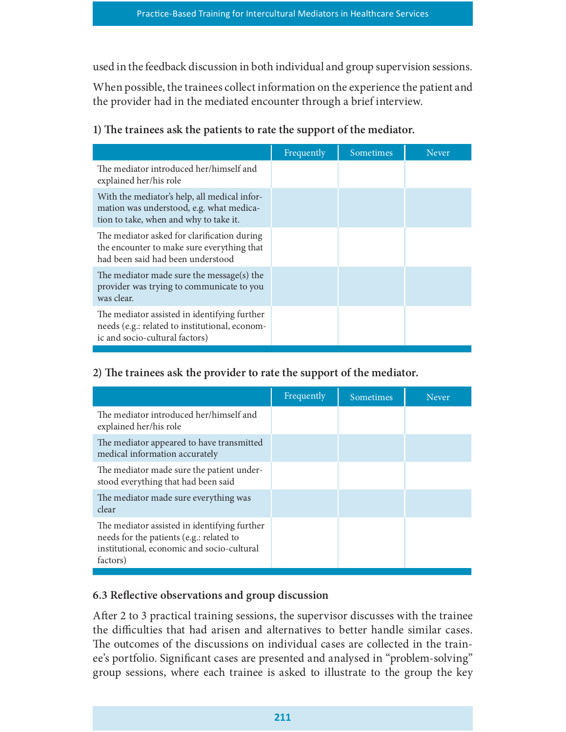used in the feedback discussion in both individual and group supervision sessions.

When possible, the trainees collect information on the experience the patient and the provider had in the mediated encounter through a brief interview.

**1) The trainees ask the patients to rate the support of the mediator.**

| | Frequently | Sometimes | Never |
|---|---|---|---|
| The mediator introduced her/himself and explained her/his role | | | |
| With the mediator's help, all medical information was understood, e.g. what medication to take, when and why to take it. | | | |
| The mediator asked for clarification during the encounter to make sure everything that had been said had been understood | | | |
| The mediator made sure the message(s) the provider was trying to communicate to you was clear. | | | |
| The mediator assisted in identifying further needs (e.g.: related to institutional, economic and socio-cultural factors) | | | |

**2) The trainees ask the provider to rate the support of the mediator.**

| | Frequently | Sometimes | Never |
|---|---|---|---|
| The mediator introduced her/himself and explained her/his role | | | |
| The mediator appeared to have transmitted medical information accurately | | | |
| The mediator made sure the patient understood everything that had been said | | | |
| The mediator made sure everything was clear | | | |
| The mediator assisted in identifying further needs for the patients (e.g.: related to institutional, economic and socio-cultural factors) | | | |

### 6.3 Reflective observations and group discussion

After 2 to 3 practical training sessions, the supervisor discusses with the trainee the difficulties that had arisen and alternatives to better handle similar cases. The outcomes of the discussions on individual cases are collected in the trainee's portfolio. Significant cases are presented and analysed in "problem-solving" group sessions, where each trainee is asked to illustrate to the group the key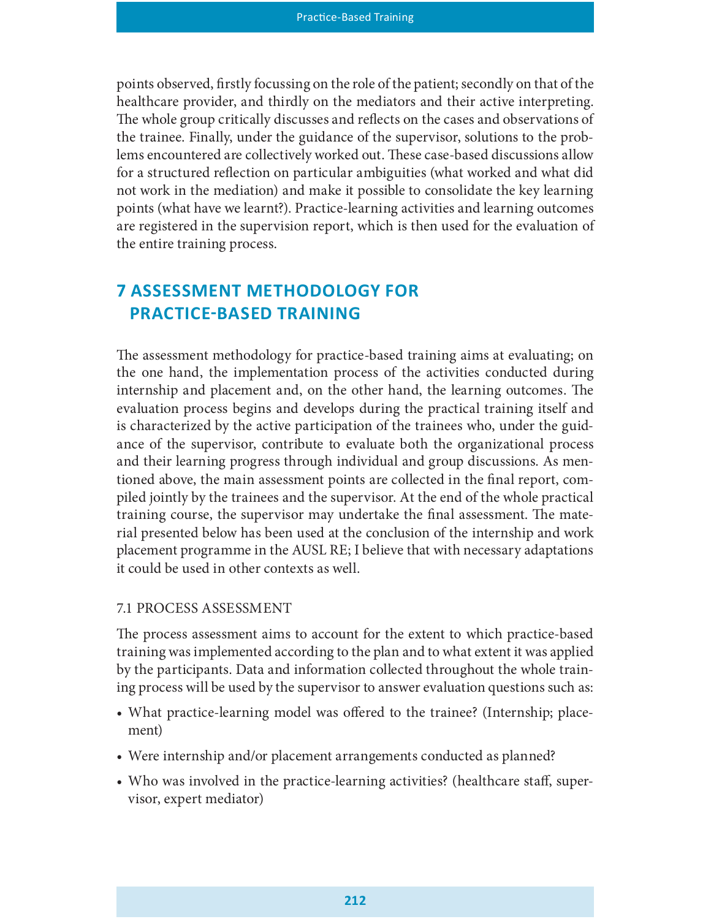points observed, firstly focussing on the role of the patient; secondly on that of the healthcare provider, and thirdly on the mediators and their active interpreting. The whole group critically discusses and reflects on the cases and observations of the trainee. Finally, under the guidance of the supervisor, solutions to the problems encountered are collectively worked out. These case-based discussions allow for a structured reflection on particular ambiguities (what worked and what did not work in the mediation) and make it possible to consolidate the key learning points (what have we learnt?). Practice-learning activities and learning outcomes are registered in the supervision report, which is then used for the evaluation of the entire training process.

## 7 ASSESSMENT METHODOLOGY FOR PRACTICE-BASED TRAINING

The assessment methodology for practice-based training aims at evaluating; on the one hand, the implementation process of the activities conducted during internship and placement and, on the other hand, the learning outcomes. The evaluation process begins and develops during the practical training itself and is characterized by the active participation of the trainees who, under the guidance of the supervisor, contribute to evaluate both the organizational process and their learning progress through individual and group discussions. As mentioned above, the main assessment points are collected in the final report, compiled jointly by the trainees and the supervisor. At the end of the whole practical training course, the supervisor may undertake the final assessment. The material presented below has been used at the conclusion of the internship and work placement programme in the AUSL RE; I believe that with necessary adaptations it could be used in other contexts as well.

### 7.1 PROCESS ASSESSMENT

The process assessment aims to account for the extent to which practice-based training was implemented according to the plan and to what extent it was applied by the participants. Data and information collected throughout the whole training process will be used by the supervisor to answer evaluation questions such as:

- What practice-learning model was offered to the trainee? (Internship; placement)
- Were internship and/or placement arrangements conducted as planned?
- Who was involved in the practice-learning activities? (healthcare staff, supervisor, expert mediator)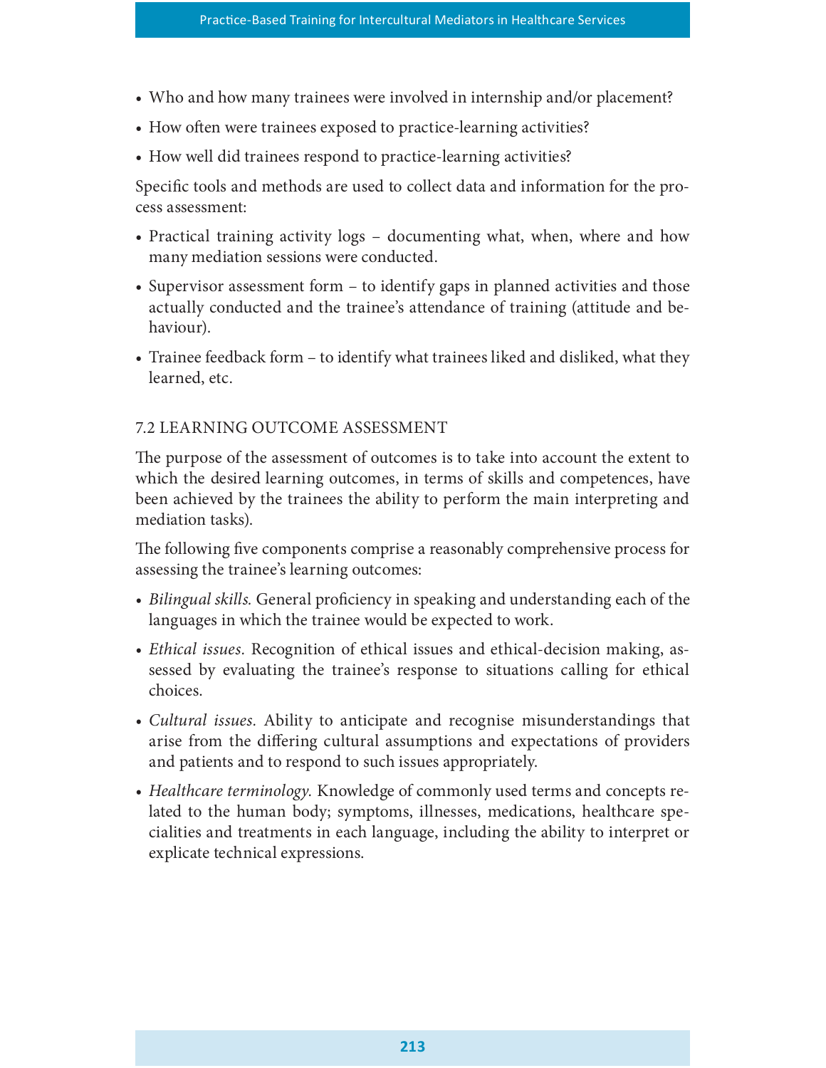- Who and how many trainees were involved in internship and/or placement?
- How often were trainees exposed to practice-learning activities?
- How well did trainees respond to practice-learning activities?

Specific tools and methods are used to collect data and information for the process assessment:

- Practical training activity logs – documenting what, when, where and how many mediation sessions were conducted.
- Supervisor assessment form – to identify gaps in planned activities and those actually conducted and the trainee's attendance of training (attitude and behaviour).
- Trainee feedback form – to identify what trainees liked and disliked, what they learned, etc.

## 7.2 LEARNING OUTCOME ASSESSMENT

The purpose of the assessment of outcomes is to take into account the extent to which the desired learning outcomes, in terms of skills and competences, have been achieved by the trainees the ability to perform the main interpreting and mediation tasks).

The following five components comprise a reasonably comprehensive process for assessing the trainee's learning outcomes:

- *Bilingual skills.* General proficiency in speaking and understanding each of the languages in which the trainee would be expected to work.
- *Ethical issues.* Recognition of ethical issues and ethical-decision making, assessed by evaluating the trainee's response to situations calling for ethical choices.
- *Cultural issues.* Ability to anticipate and recognise misunderstandings that arise from the differing cultural assumptions and expectations of providers and patients and to respond to such issues appropriately.
- *Healthcare terminology.* Knowledge of commonly used terms and concepts related to the human body; symptoms, illnesses, medications, healthcare specialities and treatments in each language, including the ability to interpret or explicate technical expressions.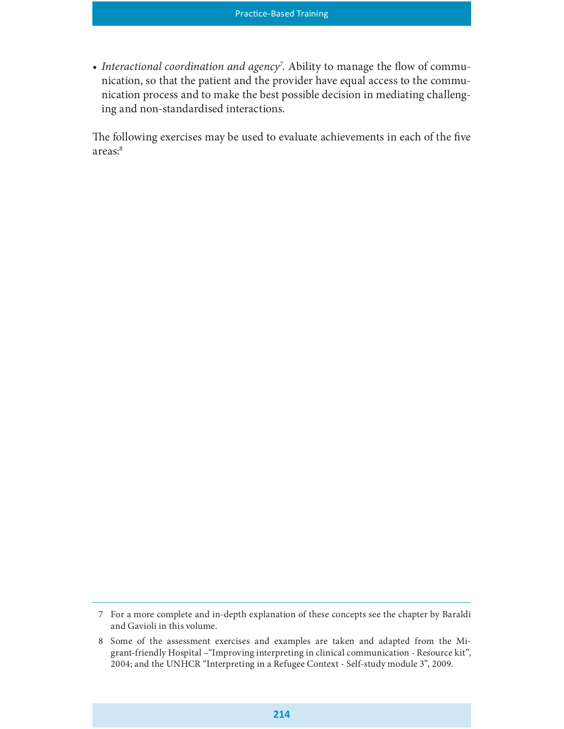- *Interactional coordination and agency*[7]. Ability to manage the flow of communication, so that the patient and the provider have equal access to the communication process and to make the best possible decision in mediating challenging and non-standardised interactions.

The following exercises may be used to evaluate achievements in each of the five areas:[8]

---

7 For a more complete and in-depth explanation of these concepts see the chapter by Baraldi and Gavioli in this volume.

8 Some of the assessment exercises and examples are taken and adapted from the Migrant-friendly Hospital –"Improving interpreting in clinical communication - Resource kit", 2004; and the UNHCR "Interpreting in a Refugee Context - Self-study module 3", 2009.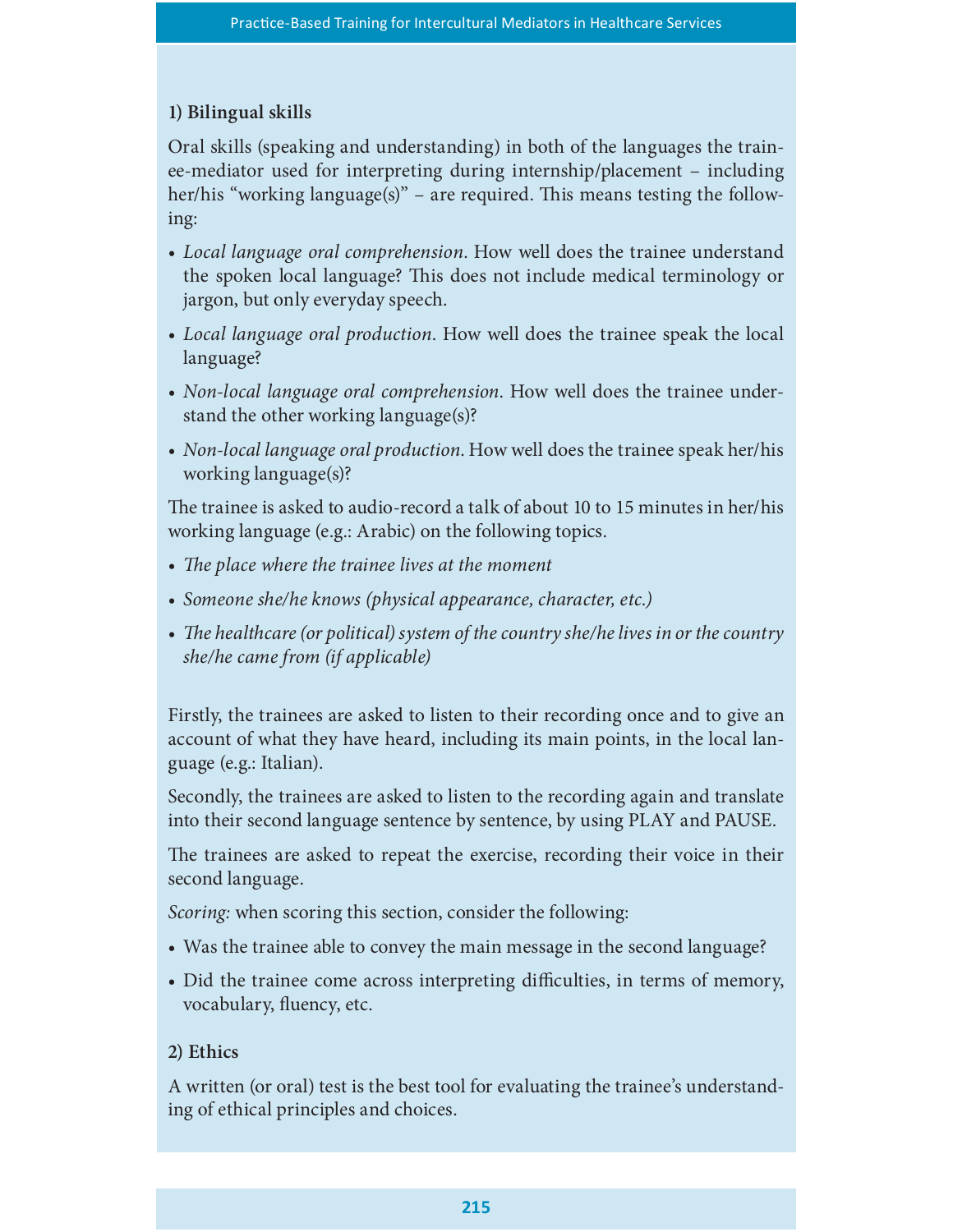### 1) Bilingual skills

Oral skills (speaking and understanding) in both of the languages the trainee-mediator used for interpreting during internship/placement – including her/his "working language(s)" – are required. This means testing the following:

- *Local language oral comprehension*. How well does the trainee understand the spoken local language? This does not include medical terminology or jargon, but only everyday speech.
- *Local language oral production*. How well does the trainee speak the local language?
- *Non-local language oral comprehension*. How well does the trainee understand the other working language(s)?
- *Non-local language oral production*. How well does the trainee speak her/his working language(s)?

The trainee is asked to audio-record a talk of about 10 to 15 minutes in her/his working language (e.g.: Arabic) on the following topics.

- *The place where the trainee lives at the moment*
- *Someone she/he knows (physical appearance, character, etc.)*
- *The healthcare (or political) system of the country she/he lives in or the country she/he came from (if applicable)*

Firstly, the trainees are asked to listen to their recording once and to give an account of what they have heard, including its main points, in the local language (e.g.: Italian).

Secondly, the trainees are asked to listen to the recording again and translate into their second language sentence by sentence, by using PLAY and PAUSE.

The trainees are asked to repeat the exercise, recording their voice in their second language.

*Scoring:* when scoring this section, consider the following:

- Was the trainee able to convey the main message in the second language?
- Did the trainee come across interpreting difficulties, in terms of memory, vocabulary, fluency, etc.

### 2) Ethics

A written (or oral) test is the best tool for evaluating the trainee's understanding of ethical principles and choices.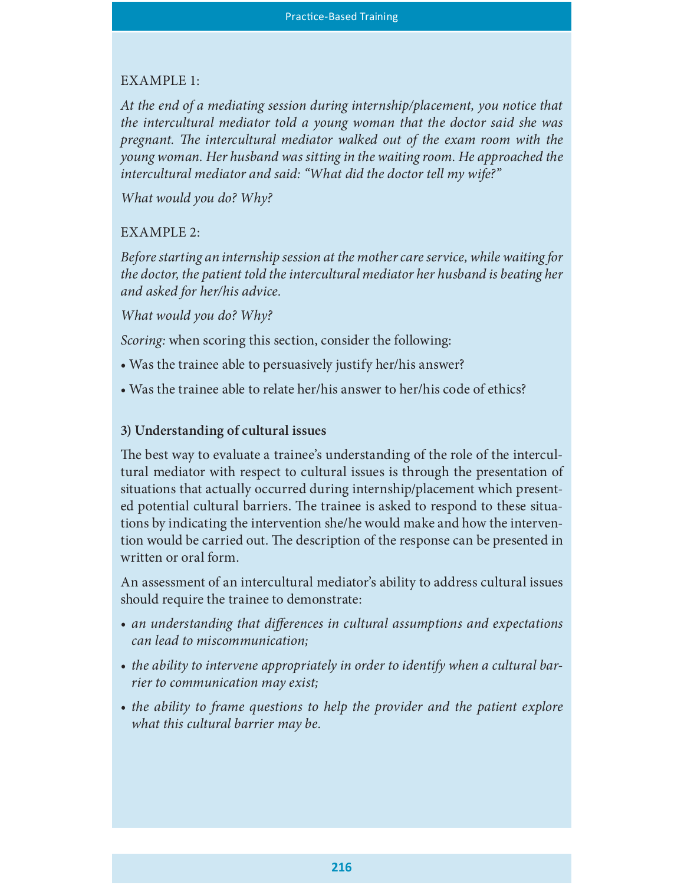EXAMPLE 1:

*At the end of a mediating session during internship/placement, you notice that the intercultural mediator told a young woman that the doctor said she was pregnant. The intercultural mediator walked out of the exam room with the young woman. Her husband was sitting in the waiting room. He approached the intercultural mediator and said: "What did the doctor tell my wife?"*

*What would you do? Why?*

EXAMPLE 2:

*Before starting an internship session at the mother care service, while waiting for the doctor, the patient told the intercultural mediator her husband is beating her and asked for her/his advice.*

*What would you do? Why?*

*Scoring:* when scoring this section, consider the following:

- Was the trainee able to persuasively justify her/his answer?
- Was the trainee able to relate her/his answer to her/his code of ethics?

**3) Understanding of cultural issues**

The best way to evaluate a trainee's understanding of the role of the intercultural mediator with respect to cultural issues is through the presentation of situations that actually occurred during internship/placement which presented potential cultural barriers. The trainee is asked to respond to these situations by indicating the intervention she/he would make and how the intervention would be carried out. The description of the response can be presented in written or oral form.

An assessment of an intercultural mediator's ability to address cultural issues should require the trainee to demonstrate:

- *an understanding that differences in cultural assumptions and expectations can lead to miscommunication;*
- *the ability to intervene appropriately in order to identify when a cultural barrier to communication may exist;*
- *the ability to frame questions to help the provider and the patient explore what this cultural barrier may be.*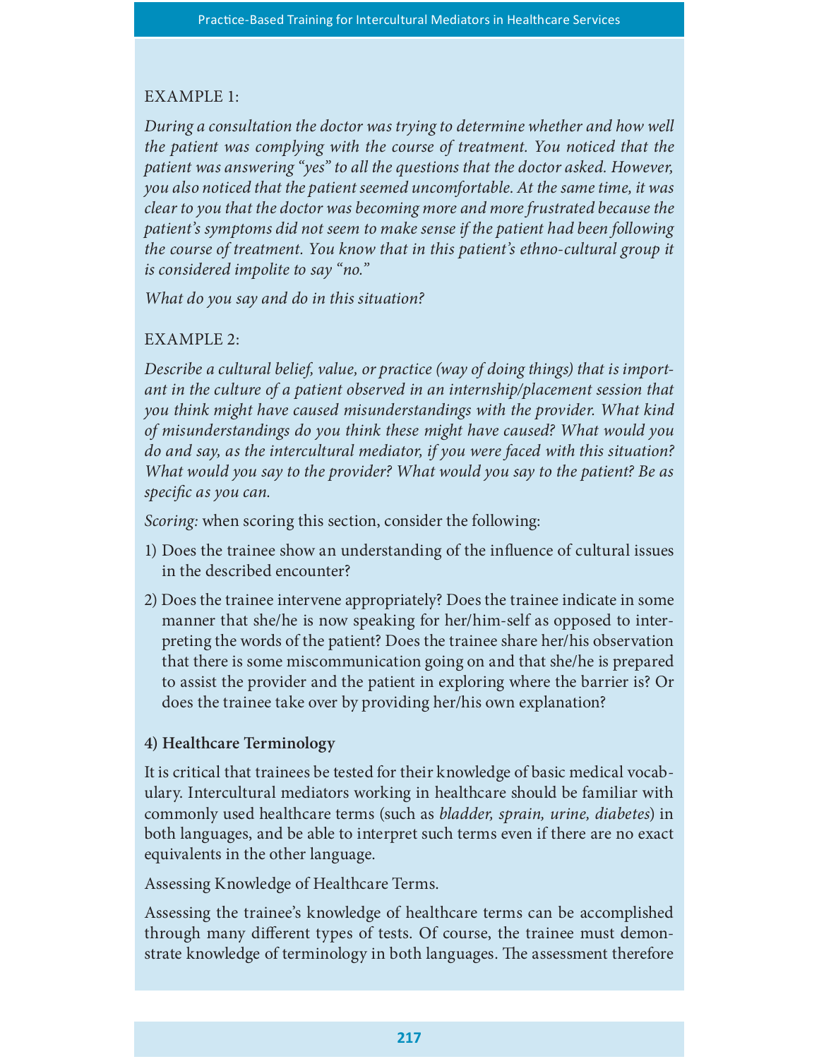EXAMPLE 1:

*During a consultation the doctor was trying to determine whether and how well the patient was complying with the course of treatment. You noticed that the patient was answering "yes" to all the questions that the doctor asked. However, you also noticed that the patient seemed uncomfortable. At the same time, it was clear to you that the doctor was becoming more and more frustrated because the patient's symptoms did not seem to make sense if the patient had been following the course of treatment. You know that in this patient's ethno-cultural group it is considered impolite to say "no."*

*What do you say and do in this situation?*

EXAMPLE 2:

*Describe a cultural belief, value, or practice (way of doing things) that is important in the culture of a patient observed in an internship/placement session that you think might have caused misunderstandings with the provider. What kind of misunderstandings do you think these might have caused? What would you do and say, as the intercultural mediator, if you were faced with this situation? What would you say to the provider? What would you say to the patient? Be as specific as you can.*

*Scoring:* when scoring this section, consider the following:

1) Does the trainee show an understanding of the influence of cultural issues in the described encounter?
2) Does the trainee intervene appropriately? Does the trainee indicate in some manner that she/he is now speaking for her/him-self as opposed to interpreting the words of the patient? Does the trainee share her/his observation that there is some miscommunication going on and that she/he is prepared to assist the provider and the patient in exploring where the barrier is? Or does the trainee take over by providing her/his own explanation?

**4) Healthcare Terminology**

It is critical that trainees be tested for their knowledge of basic medical vocabulary. Intercultural mediators working in healthcare should be familiar with commonly used healthcare terms (such as *bladder, sprain, urine, diabetes*) in both languages, and be able to interpret such terms even if there are no exact equivalents in the other language.

Assessing Knowledge of Healthcare Terms.

Assessing the trainee's knowledge of healthcare terms can be accomplished through many different types of tests. Of course, the trainee must demonstrate knowledge of terminology in both languages. The assessment therefore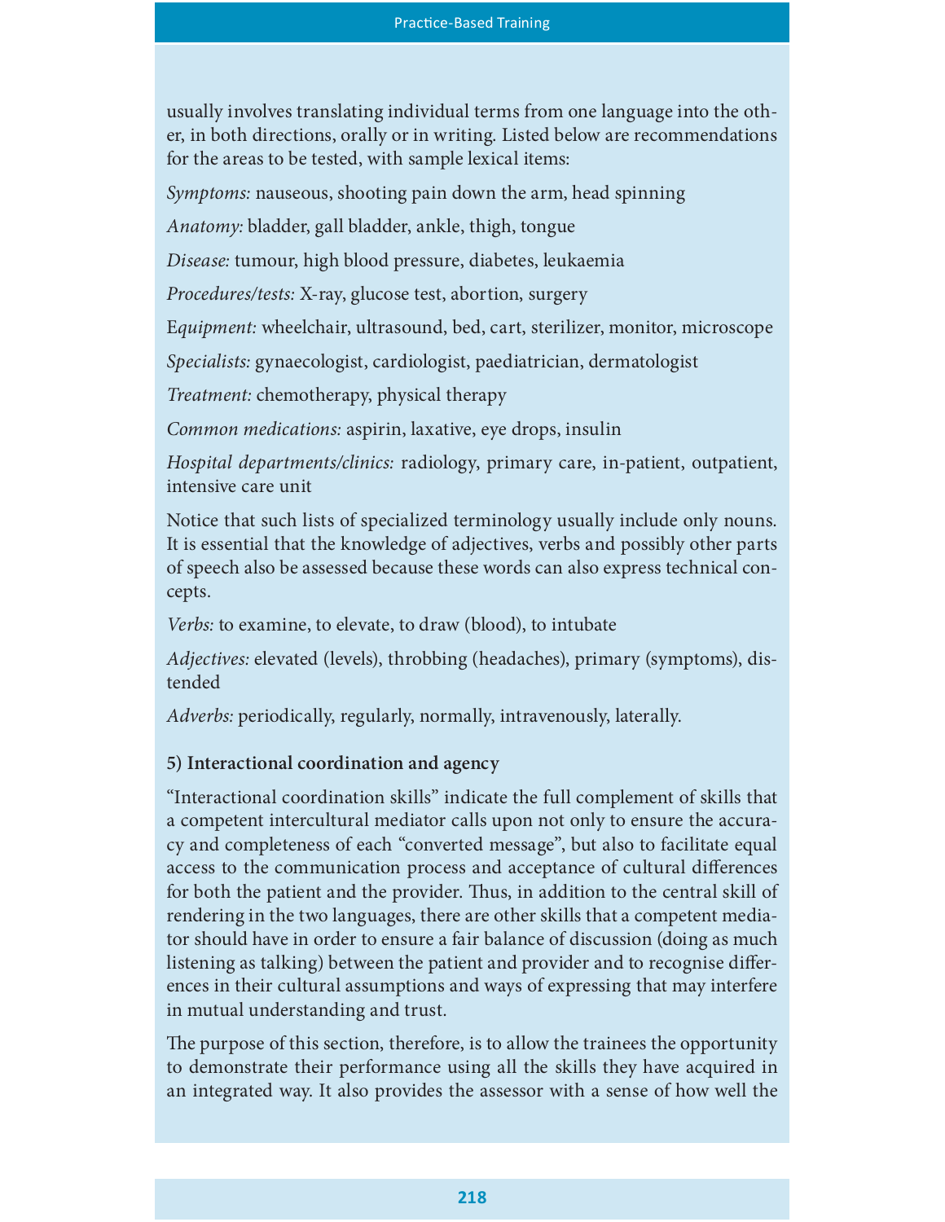usually involves translating individual terms from one language into the other, in both directions, orally or in writing. Listed below are recommendations for the areas to be tested, with sample lexical items:

*Symptoms:* nauseous, shooting pain down the arm, head spinning

*Anatomy:* bladder, gall bladder, ankle, thigh, tongue

*Disease:* tumour, high blood pressure, diabetes, leukaemia

*Procedures/tests:* X-ray, glucose test, abortion, surgery

*Equipment:* wheelchair, ultrasound, bed, cart, sterilizer, monitor, microscope

*Specialists:* gynaecologist, cardiologist, paediatrician, dermatologist

*Treatment:* chemotherapy, physical therapy

*Common medications:* aspirin, laxative, eye drops, insulin

*Hospital departments/clinics:* radiology, primary care, in-patient, outpatient, intensive care unit

Notice that such lists of specialized terminology usually include only nouns. It is essential that the knowledge of adjectives, verbs and possibly other parts of speech also be assessed because these words can also express technical concepts.

*Verbs:* to examine, to elevate, to draw (blood), to intubate

*Adjectives:* elevated (levels), throbbing (headaches), primary (symptoms), distended

*Adverbs:* periodically, regularly, normally, intravenously, laterally.

**5) Interactional coordination and agency**

"Interactional coordination skills" indicate the full complement of skills that a competent intercultural mediator calls upon not only to ensure the accuracy and completeness of each "converted message", but also to facilitate equal access to the communication process and acceptance of cultural differences for both the patient and the provider. Thus, in addition to the central skill of rendering in the two languages, there are other skills that a competent mediator should have in order to ensure a fair balance of discussion (doing as much listening as talking) between the patient and provider and to recognise differences in their cultural assumptions and ways of expressing that may interfere in mutual understanding and trust.

The purpose of this section, therefore, is to allow the trainees the opportunity to demonstrate their performance using all the skills they have acquired in an integrated way. It also provides the assessor with a sense of how well the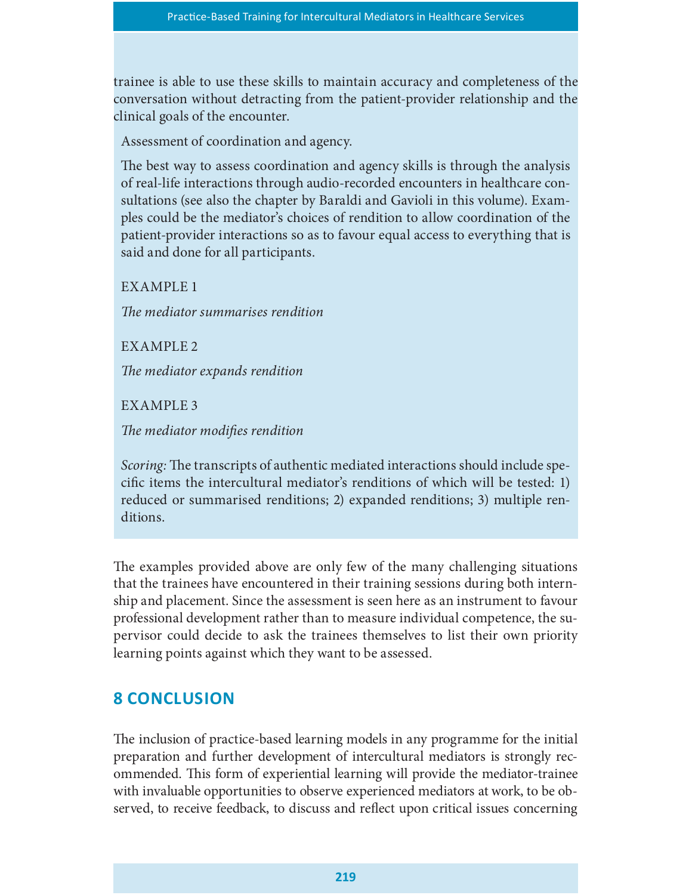trainee is able to use these skills to maintain accuracy and completeness of the conversation without detracting from the patient-provider relationship and the clinical goals of the encounter.

Assessment of coordination and agency.

The best way to assess coordination and agency skills is through the analysis of real-life interactions through audio-recorded encounters in healthcare consultations (see also the chapter by Baraldi and Gavioli in this volume). Examples could be the mediator's choices of rendition to allow coordination of the patient-provider interactions so as to favour equal access to everything that is said and done for all participants.

EXAMPLE 1

*The mediator summarises rendition*

EXAMPLE 2

*The mediator expands rendition*

EXAMPLE 3

*The mediator modifies rendition*

*Scoring:* The transcripts of authentic mediated interactions should include specific items the intercultural mediator's renditions of which will be tested: 1) reduced or summarised renditions; 2) expanded renditions; 3) multiple renditions.

The examples provided above are only few of the many challenging situations that the trainees have encountered in their training sessions during both internship and placement. Since the assessment is seen here as an instrument to favour professional development rather than to measure individual competence, the supervisor could decide to ask the trainees themselves to list their own priority learning points against which they want to be assessed.

## 8 CONCLUSION

The inclusion of practice-based learning models in any programme for the initial preparation and further development of intercultural mediators is strongly recommended. This form of experiential learning will provide the mediator-trainee with invaluable opportunities to observe experienced mediators at work, to be observed, to receive feedback, to discuss and reflect upon critical issues concerning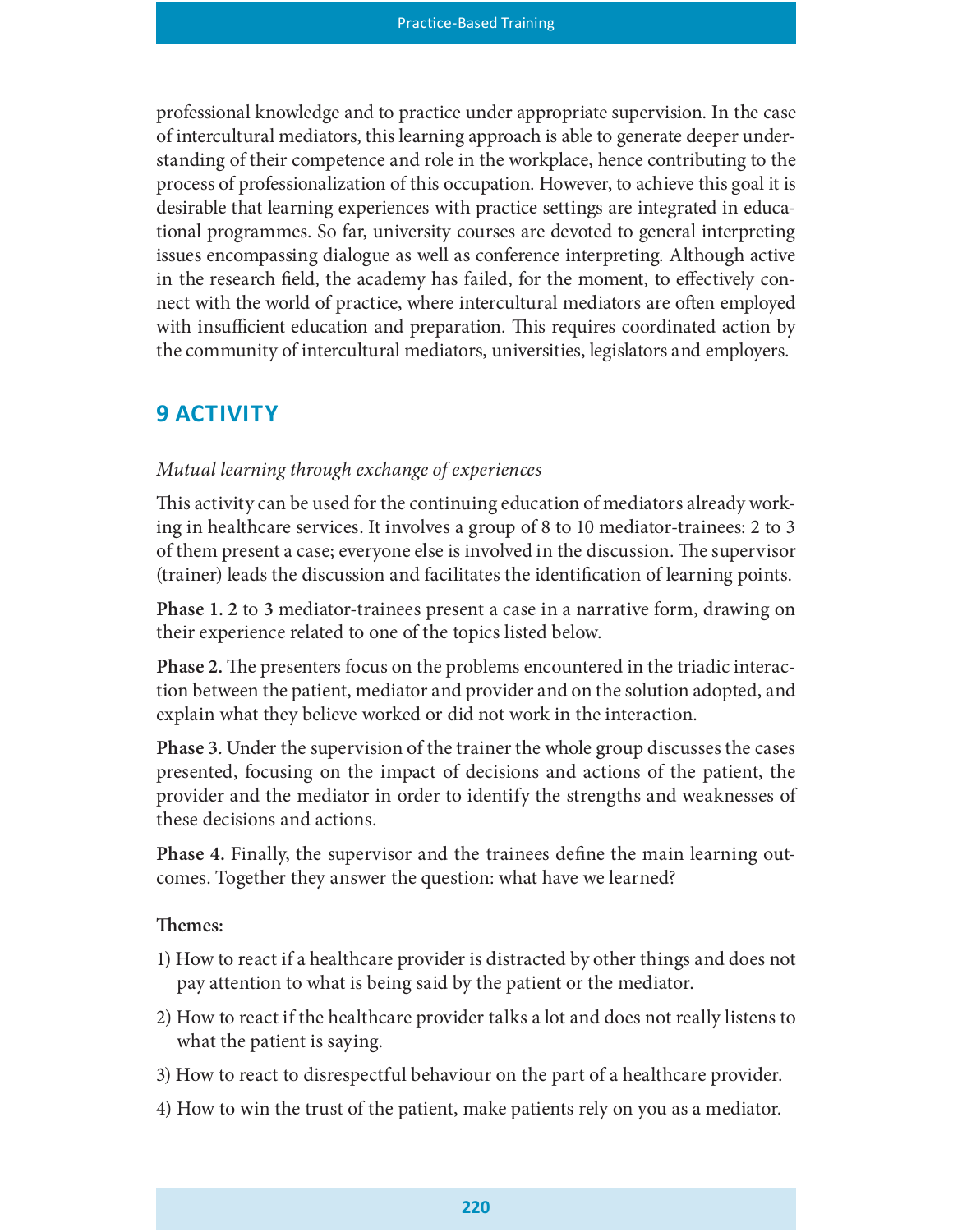professional knowledge and to practice under appropriate supervision. In the case of intercultural mediators, this learning approach is able to generate deeper understanding of their competence and role in the workplace, hence contributing to the process of professionalization of this occupation. However, to achieve this goal it is desirable that learning experiences with practice settings are integrated in educational programmes. So far, university courses are devoted to general interpreting issues encompassing dialogue as well as conference interpreting. Although active in the research field, the academy has failed, for the moment, to effectively connect with the world of practice, where intercultural mediators are often employed with insufficient education and preparation. This requires coordinated action by the community of intercultural mediators, universities, legislators and employers.

## 9 ACTIVITY

*Mutual learning through exchange of experiences*

This activity can be used for the continuing education of mediators already working in healthcare services. It involves a group of 8 to 10 mediator-trainees: 2 to 3 of them present a case; everyone else is involved in the discussion. The supervisor (trainer) leads the discussion and facilitates the identification of learning points.

**Phase 1. 2** to **3** mediator-trainees present a case in a narrative form, drawing on their experience related to one of the topics listed below.

**Phase 2.** The presenters focus on the problems encountered in the triadic interaction between the patient, mediator and provider and on the solution adopted, and explain what they believe worked or did not work in the interaction.

**Phase 3.** Under the supervision of the trainer the whole group discusses the cases presented, focusing on the impact of decisions and actions of the patient, the provider and the mediator in order to identify the strengths and weaknesses of these decisions and actions.

**Phase 4.** Finally, the supervisor and the trainees define the main learning outcomes. Together they answer the question: what have we learned?

**Themes:**

1) How to react if a healthcare provider is distracted by other things and does not pay attention to what is being said by the patient or the mediator.
2) How to react if the healthcare provider talks a lot and does not really listens to what the patient is saying.
3) How to react to disrespectful behaviour on the part of a healthcare provider.
4) How to win the trust of the patient, make patients rely on you as a mediator.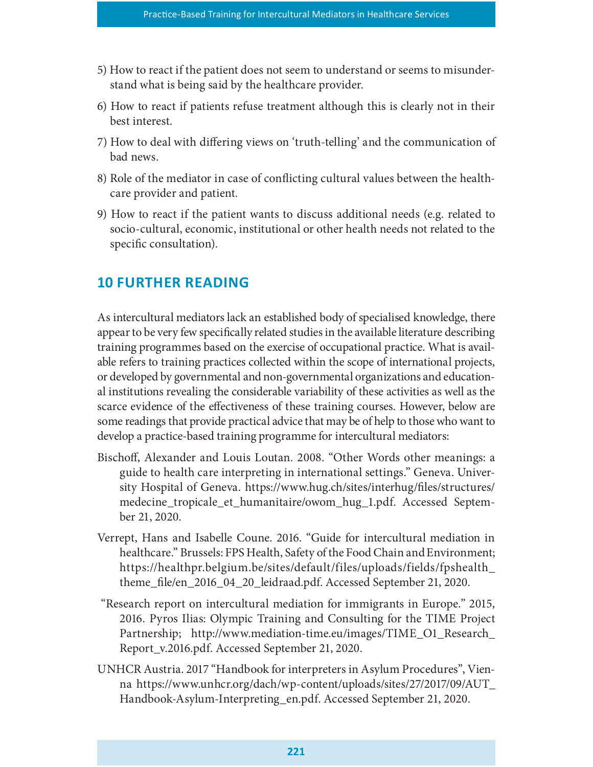5) How to react if the patient does not seem to understand or seems to misunderstand what is being said by the healthcare provider.

6) How to react if patients refuse treatment although this is clearly not in their best interest.

7) How to deal with differing views on 'truth-telling' and the communication of bad news.

8) Role of the mediator in case of conflicting cultural values between the healthcare provider and patient.

9) How to react if the patient wants to discuss additional needs (e.g. related to socio-cultural, economic, institutional or other health needs not related to the specific consultation).

## 10 FURTHER READING

As intercultural mediators lack an established body of specialised knowledge, there appear to be very few specifically related studies in the available literature describing training programmes based on the exercise of occupational practice. What is available refers to training practices collected within the scope of international projects, or developed by governmental and non-governmental organizations and educational institutions revealing the considerable variability of these activities as well as the scarce evidence of the effectiveness of these training courses. However, below are some readings that provide practical advice that may be of help to those who want to develop a practice-based training programme for intercultural mediators:

Bischoff, Alexander and Louis Loutan. 2008. "Other Words other meanings: a guide to health care interpreting in international settings." Geneva. University Hospital of Geneva. https://www.hug.ch/sites/interhug/files/structures/medecine_tropicale_et_humanitaire/owom_hug_1.pdf. Accessed September 21, 2020.

Verrept, Hans and Isabelle Coune. 2016. "Guide for intercultural mediation in healthcare." Brussels: FPS Health, Safety of the Food Chain and Environment; https://healthpr.belgium.be/sites/default/files/uploads/fields/fpshealth_theme_file/en_2016_04_20_leidraad.pdf. Accessed September 21, 2020.

"Research report on intercultural mediation for immigrants in Europe." 2015, 2016. Pyros Ilias: Olympic Training and Consulting for the TIME Project Partnership; http://www.mediation-time.eu/images/TIME_O1_Research_Report_v.2016.pdf. Accessed September 21, 2020.

UNHCR Austria. 2017 "Handbook for interpreters in Asylum Procedures", Vienna https://www.unhcr.org/dach/wp-content/uploads/sites/27/2017/09/AUT_Handbook-Asylum-Interpreting_en.pdf. Accessed September 21, 2020.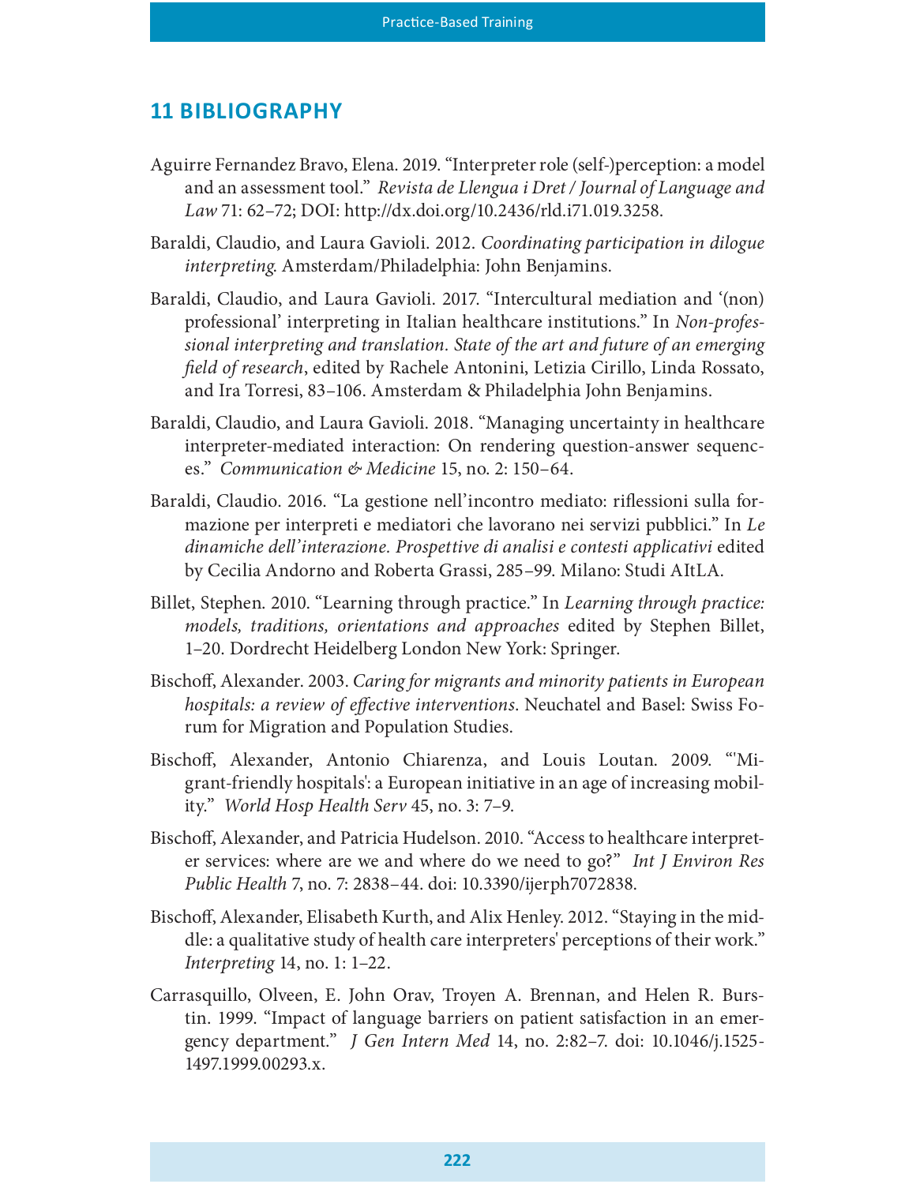## 11 BIBLIOGRAPHY

Aguirre Fernandez Bravo, Elena. 2019. "Interpreter role (self-)perception: a model and an assessment tool." *Revista de Llengua i Dret / Journal of Language and Law* 71: 62–72; DOI: http://dx.doi.org/10.2436/rld.i71.019.3258.

Baraldi, Claudio, and Laura Gavioli. 2012. *Coordinating participation in dilogue interpreting*. Amsterdam/Philadelphia: John Benjamins.

Baraldi, Claudio, and Laura Gavioli. 2017. "Intercultural mediation and '(non) professional' interpreting in Italian healthcare institutions." In *Non-professional interpreting and translation. State of the art and future of an emerging field of research*, edited by Rachele Antonini, Letizia Cirillo, Linda Rossato, and Ira Torresi, 83–106. Amsterdam & Philadelphia John Benjamins.

Baraldi, Claudio, and Laura Gavioli. 2018. "Managing uncertainty in healthcare interpreter-mediated interaction: On rendering question-answer sequences." *Communication & Medicine* 15, no. 2: 150–64.

Baraldi, Claudio. 2016. "La gestione nell'incontro mediato: riflessioni sulla formazione per interpreti e mediatori che lavorano nei servizi pubblici." In *Le dinamiche dell'interazione. Prospettive di analisi e contesti applicativi* edited by Cecilia Andorno and Roberta Grassi, 285–99. Milano: Studi AItLA.

Billet, Stephen. 2010. "Learning through practice." In *Learning through practice: models, traditions, orientations and approaches* edited by Stephen Billet, 1–20. Dordrecht Heidelberg London New York: Springer.

Bischoff, Alexander. 2003. *Caring for migrants and minority patients in European hospitals: a review of effective interventions*. Neuchatel and Basel: Swiss Forum for Migration and Population Studies.

Bischoff, Alexander, Antonio Chiarenza, and Louis Loutan. 2009. "'Migrant-friendly hospitals': a European initiative in an age of increasing mobility." *World Hosp Health Serv* 45, no. 3: 7–9.

Bischoff, Alexander, and Patricia Hudelson. 2010. "Access to healthcare interpreter services: where are we and where do we need to go?" *Int J Environ Res Public Health* 7, no. 7: 2838–44. doi: 10.3390/ijerph7072838.

Bischoff, Alexander, Elisabeth Kurth, and Alix Henley. 2012. "Staying in the middle: a qualitative study of health care interpreters' perceptions of their work." *Interpreting* 14, no. 1: 1–22.

Carrasquillo, Olveen, E. John Orav, Troyen A. Brennan, and Helen R. Burstin. 1999. "Impact of language barriers on patient satisfaction in an emergency department." *J Gen Intern Med* 14, no. 2:82–7. doi: 10.1046/j.1525-1497.1999.00293.x.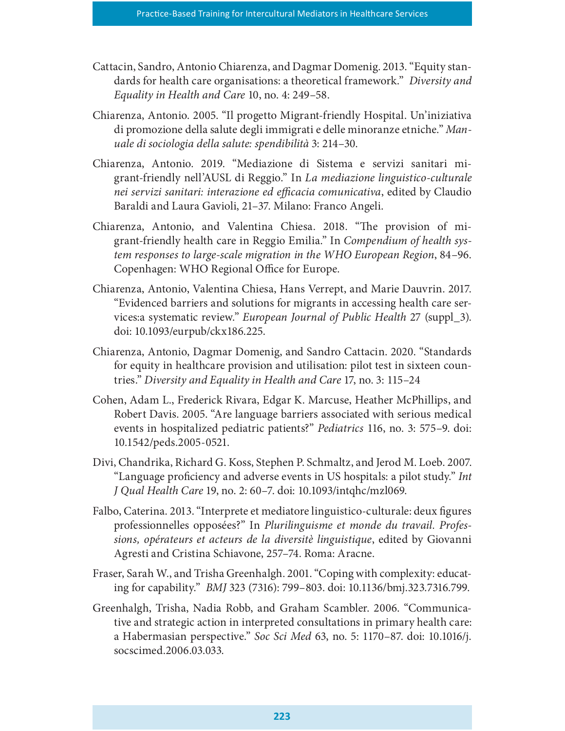Cattacin, Sandro, Antonio Chiarenza, and Dagmar Domenig. 2013. "Equity standards for health care organisations: a theoretical framework." *Diversity and Equality in Health and Care* 10, no. 4: 249–58.

Chiarenza, Antonio. 2005. "Il progetto Migrant-friendly Hospital. Un'iniziativa di promozione della salute degli immigrati e delle minoranze etniche." *Manuale di sociologia della salute: spendibilità* 3: 214–30.

Chiarenza, Antonio. 2019. "Mediazione di Sistema e servizi sanitari migrant-friendly nell'AUSL di Reggio." In *La mediazione linguistico-culturale nei servizi sanitari: interazione ed efficacia comunicativa*, edited by Claudio Baraldi and Laura Gavioli, 21–37. Milano: Franco Angeli.

Chiarenza, Antonio, and Valentina Chiesa. 2018. "The provision of migrant-friendly health care in Reggio Emilia." In *Compendium of health system responses to large-scale migration in the WHO European Region*, 84–96. Copenhagen: WHO Regional Office for Europe.

Chiarenza, Antonio, Valentina Chiesa, Hans Verrept, and Marie Dauvrin. 2017. "Evidenced barriers and solutions for migrants in accessing health care services:a systematic review." *European Journal of Public Health* 27 (suppl_3). doi: 10.1093/eurpub/ckx186.225.

Chiarenza, Antonio, Dagmar Domenig, and Sandro Cattacin. 2020. "Standards for equity in healthcare provision and utilisation: pilot test in sixteen countries." *Diversity and Equality in Health and Care* 17, no. 3: 115–24

Cohen, Adam L., Frederick Rivara, Edgar K. Marcuse, Heather McPhillips, and Robert Davis. 2005. "Are language barriers associated with serious medical events in hospitalized pediatric patients?" *Pediatrics* 116, no. 3: 575–9. doi: 10.1542/peds.2005-0521.

Divi, Chandrika, Richard G. Koss, Stephen P. Schmaltz, and Jerod M. Loeb. 2007. "Language proficiency and adverse events in US hospitals: a pilot study." *Int J Qual Health Care* 19, no. 2: 60–7. doi: 10.1093/intqhc/mzl069.

Falbo, Caterina. 2013. "Interprete et mediatore linguistico-culturale: deux figures professionnelles opposées?" In *Plurilinguisme et monde du travail. Professions, opérateurs et acteurs de la diversitè linguistique*, edited by Giovanni Agresti and Cristina Schiavone, 257–74. Roma: Aracne.

Fraser, Sarah W., and Trisha Greenhalgh. 2001. "Coping with complexity: educating for capability." *BMJ* 323 (7316): 799–803. doi: 10.1136/bmj.323.7316.799.

Greenhalgh, Trisha, Nadia Robb, and Graham Scambler. 2006. "Communicative and strategic action in interpreted consultations in primary health care: a Habermasian perspective." *Soc Sci Med* 63, no. 5: 1170–87. doi: 10.1016/j.socscimed.2006.03.033.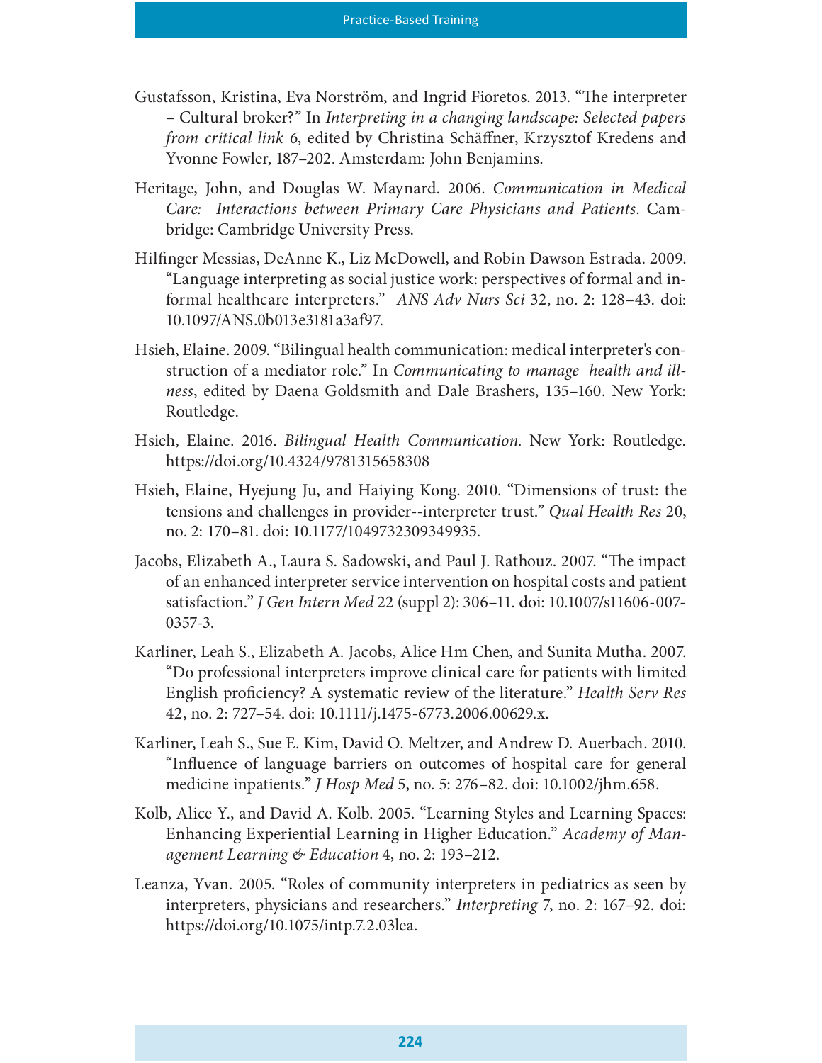Gustafsson, Kristina, Eva Norström, and Ingrid Fioretos. 2013. "The interpreter – Cultural broker?" In *Interpreting in a changing landscape: Selected papers from critical link 6*, edited by Christina Schäffner, Krzysztof Kredens and Yvonne Fowler, 187–202. Amsterdam: John Benjamins.

Heritage, John, and Douglas W. Maynard. 2006. *Communication in Medical Care: Interactions between Primary Care Physicians and Patients*. Cambridge: Cambridge University Press.

Hilfinger Messias, DeAnne K., Liz McDowell, and Robin Dawson Estrada. 2009. "Language interpreting as social justice work: perspectives of formal and informal healthcare interpreters." *ANS Adv Nurs Sci* 32, no. 2: 128–43. doi: 10.1097/ANS.0b013e3181a3af97.

Hsieh, Elaine. 2009. "Bilingual health communication: medical interpreter's construction of a mediator role." In *Communicating to manage health and illness*, edited by Daena Goldsmith and Dale Brashers, 135–160. New York: Routledge.

Hsieh, Elaine. 2016. *Bilingual Health Communication*. New York: Routledge. https://doi.org/10.4324/9781315658308

Hsieh, Elaine, Hyejung Ju, and Haiying Kong. 2010. "Dimensions of trust: the tensions and challenges in provider--interpreter trust." *Qual Health Res* 20, no. 2: 170–81. doi: 10.1177/1049732309349935.

Jacobs, Elizabeth A., Laura S. Sadowski, and Paul J. Rathouz. 2007. "The impact of an enhanced interpreter service intervention on hospital costs and patient satisfaction." *J Gen Intern Med* 22 (suppl 2): 306–11. doi: 10.1007/s11606-007-0357-3.

Karliner, Leah S., Elizabeth A. Jacobs, Alice Hm Chen, and Sunita Mutha. 2007. "Do professional interpreters improve clinical care for patients with limited English proficiency? A systematic review of the literature." *Health Serv Res* 42, no. 2: 727–54. doi: 10.1111/j.1475-6773.2006.00629.x.

Karliner, Leah S., Sue E. Kim, David O. Meltzer, and Andrew D. Auerbach. 2010. "Influence of language barriers on outcomes of hospital care for general medicine inpatients." *J Hosp Med* 5, no. 5: 276–82. doi: 10.1002/jhm.658.

Kolb, Alice Y., and David A. Kolb. 2005. "Learning Styles and Learning Spaces: Enhancing Experiential Learning in Higher Education." *Academy of Management Learning & Education* 4, no. 2: 193–212.

Leanza, Yvan. 2005. "Roles of community interpreters in pediatrics as seen by interpreters, physicians and researchers." *Interpreting* 7, no. 2: 167–92. doi: https://doi.org/10.1075/intp.7.2.03lea.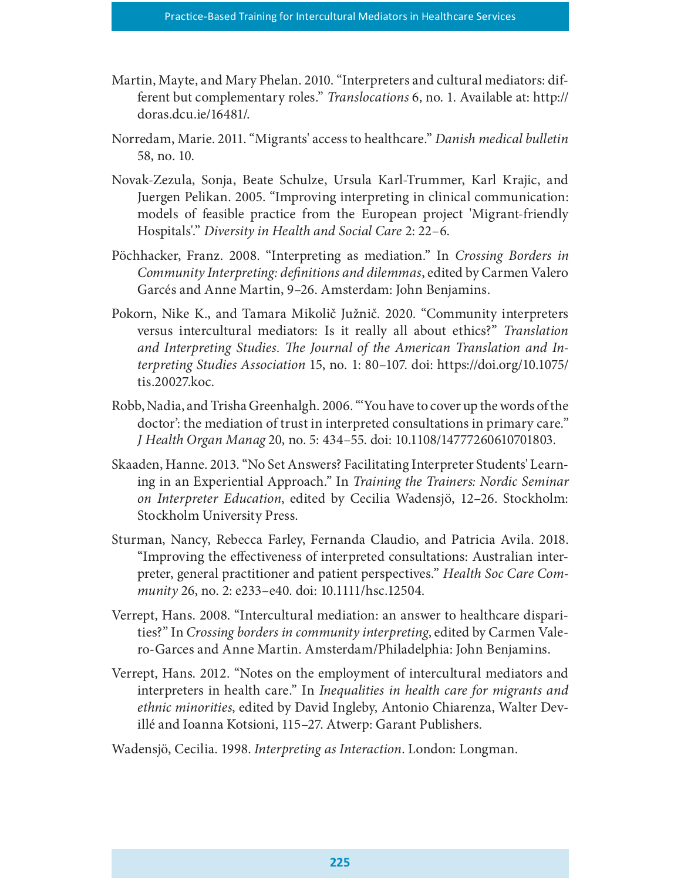Martin, Mayte, and Mary Phelan. 2010. "Interpreters and cultural mediators: different but complementary roles." *Translocations* 6, no. 1. Available at: http://doras.dcu.ie/16481/.

Norredam, Marie. 2011. "Migrants' access to healthcare." *Danish medical bulletin* 58, no. 10.

Novak-Zezula, Sonja, Beate Schulze, Ursula Karl-Trummer, Karl Krajic, and Juergen Pelikan. 2005. "Improving interpreting in clinical communication: models of feasible practice from the European project 'Migrant-friendly Hospitals'." *Diversity in Health and Social Care* 2: 22–6.

Pöchhacker, Franz. 2008. "Interpreting as mediation." In *Crossing Borders in Community Interpreting: definitions and dilemmas*, edited by Carmen Valero Garcés and Anne Martin, 9–26. Amsterdam: John Benjamins.

Pokorn, Nike K., and Tamara Mikolič Južnič. 2020. "Community interpreters versus intercultural mediators: Is it really all about ethics?" *Translation and Interpreting Studies. The Journal of the American Translation and Interpreting Studies Association* 15, no. 1: 80–107. doi: https://doi.org/10.1075/tis.20027.koc.

Robb, Nadia, and Trisha Greenhalgh. 2006. "'You have to cover up the words of the doctor': the mediation of trust in interpreted consultations in primary care." *J Health Organ Manag* 20, no. 5: 434–55. doi: 10.1108/14777260610701803.

Skaaden, Hanne. 2013. "No Set Answers? Facilitating Interpreter Students' Learning in an Experiential Approach." In *Training the Trainers: Nordic Seminar on Interpreter Education*, edited by Cecilia Wadensjö, 12–26. Stockholm: Stockholm University Press.

Sturman, Nancy, Rebecca Farley, Fernanda Claudio, and Patricia Avila. 2018. "Improving the effectiveness of interpreted consultations: Australian interpreter, general practitioner and patient perspectives." *Health Soc Care Community* 26, no. 2: e233–e40. doi: 10.1111/hsc.12504.

Verrept, Hans. 2008. "Intercultural mediation: an answer to healthcare disparities?" In *Crossing borders in community interpreting*, edited by Carmen Valero-Garces and Anne Martin. Amsterdam/Philadelphia: John Benjamins.

Verrept, Hans. 2012. "Notes on the employment of intercultural mediators and interpreters in health care." In *Inequalities in health care for migrants and ethnic minorities*, edited by David Ingleby, Antonio Chiarenza, Walter Devillé and Ioanna Kotsioni, 115–27. Atwerp: Garant Publishers.

Wadensjö, Cecilia. 1998. *Interpreting as Interaction*. London: Longman.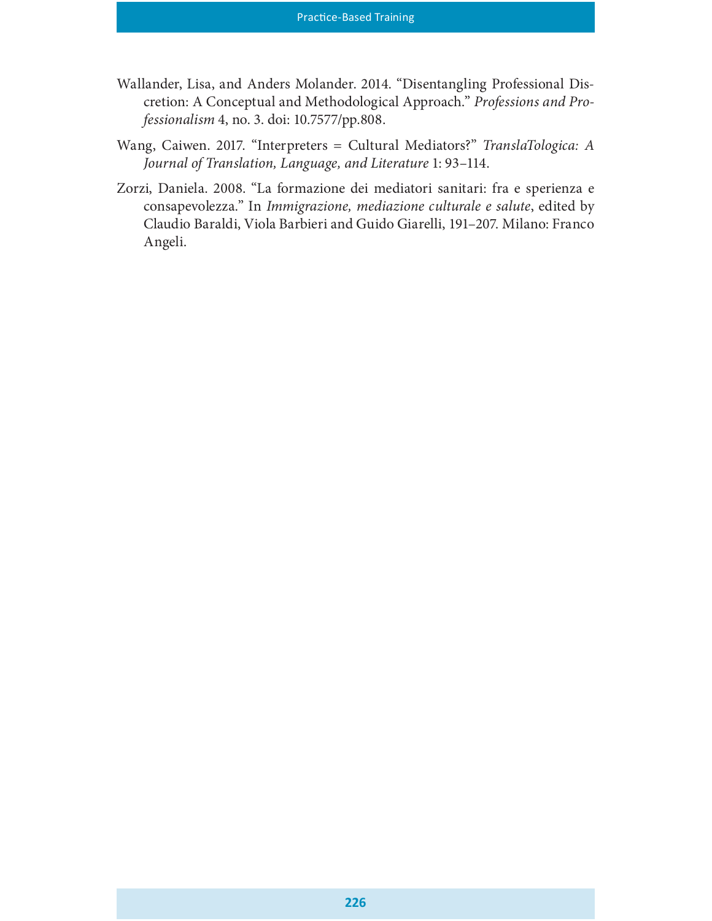Wallander, Lisa, and Anders Molander. 2014. "Disentangling Professional Discretion: A Conceptual and Methodological Approach." *Professions and Professionalism* 4, no. 3. doi: 10.7577/pp.808.

Wang, Caiwen. 2017. "Interpreters = Cultural Mediators?" *TranslaTologica: A Journal of Translation, Language, and Literature* 1: 93–114.

Zorzi, Daniela. 2008. "La formazione dei mediatori sanitari: fra e sperienza e consapevolezza." In *Immigrazione, mediazione culturale e salute*, edited by Claudio Baraldi, Viola Barbieri and Guido Giarelli, 191–207. Milano: Franco Angeli.